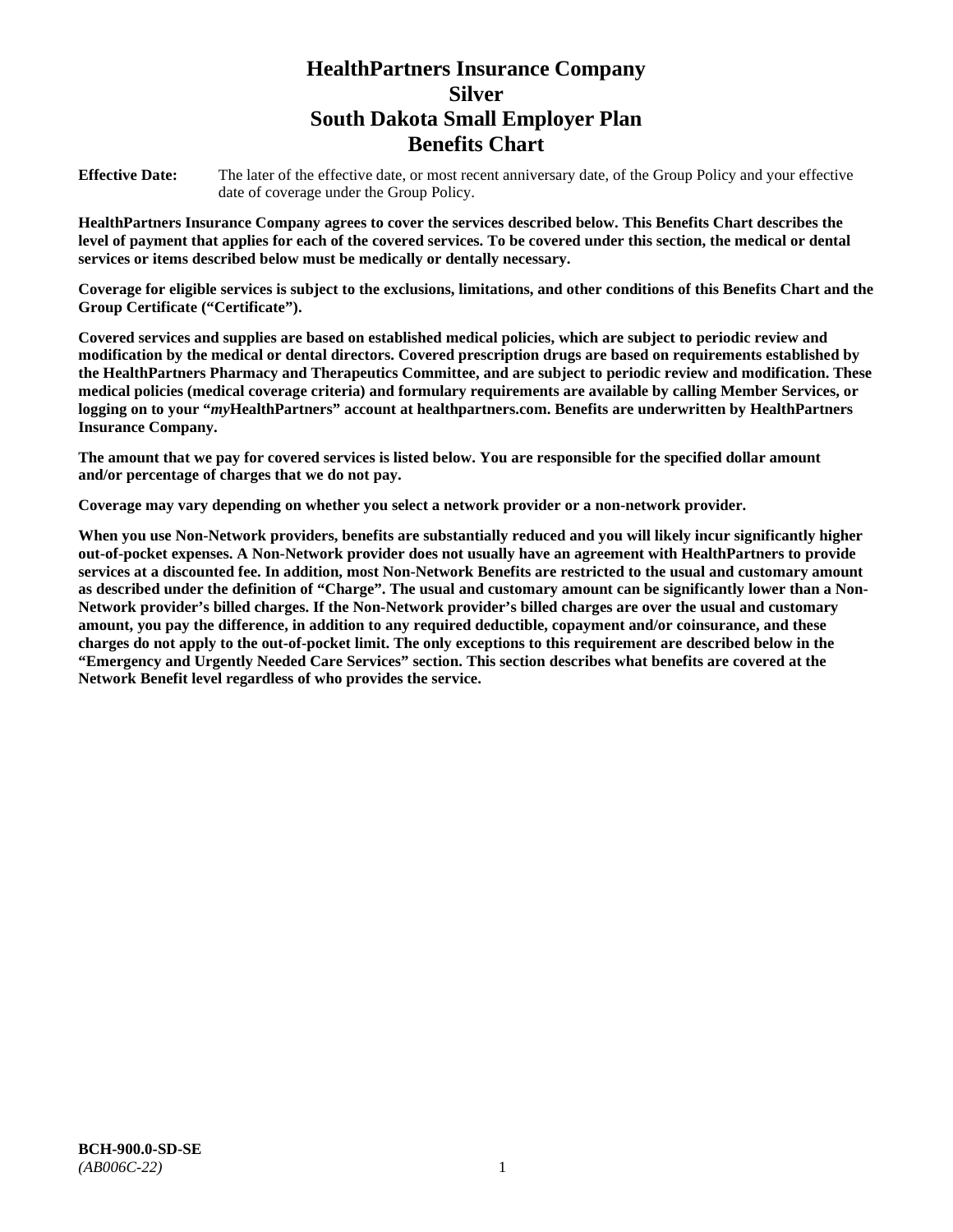# HealthPartners Insurance Company
# Silver
# South Dakota Small Employer Plan
# Benefits Chart

**Effective Date:** The later of the effective date, or most recent anniversary date, of the Group Policy and your effective date of coverage under the Group Policy.

**HealthPartners Insurance Company agrees to cover the services described below. This Benefits Chart describes the level of payment that applies for each of the covered services. To be covered under this section, the medical or dental services or items described below must be medically or dentally necessary.**

**Coverage for eligible services is subject to the exclusions, limitations, and other conditions of this Benefits Chart and the Group Certificate ("Certificate").**

**Covered services and supplies are based on established medical policies, which are subject to periodic review and modification by the medical or dental directors. Covered prescription drugs are based on requirements established by the HealthPartners Pharmacy and Therapeutics Committee, and are subject to periodic review and modification. These medical policies (medical coverage criteria) and formulary requirements are available by calling Member Services, or logging on to your "*my*HealthPartners" account at healthpartners.com. Benefits are underwritten by HealthPartners Insurance Company.**

**The amount that we pay for covered services is listed below. You are responsible for the specified dollar amount and/or percentage of charges that we do not pay.**

**Coverage may vary depending on whether you select a network provider or a non-network provider.**

**When you use Non-Network providers, benefits are substantially reduced and you will likely incur significantly higher out-of-pocket expenses. A Non-Network provider does not usually have an agreement with HealthPartners to provide services at a discounted fee. In addition, most Non-Network Benefits are restricted to the usual and customary amount as described under the definition of "Charge". The usual and customary amount can be significantly lower than a Non-Network provider's billed charges. If the Non-Network provider's billed charges are over the usual and customary amount, you pay the difference, in addition to any required deductible, copayment and/or coinsurance, and these charges do not apply to the out-of-pocket limit. The only exceptions to this requirement are described below in the "Emergency and Urgently Needed Care Services" section. This section describes what benefits are covered at the Network Benefit level regardless of who provides the service.**

**BCH-900.0-SD-SE**
*(AB006C-22)*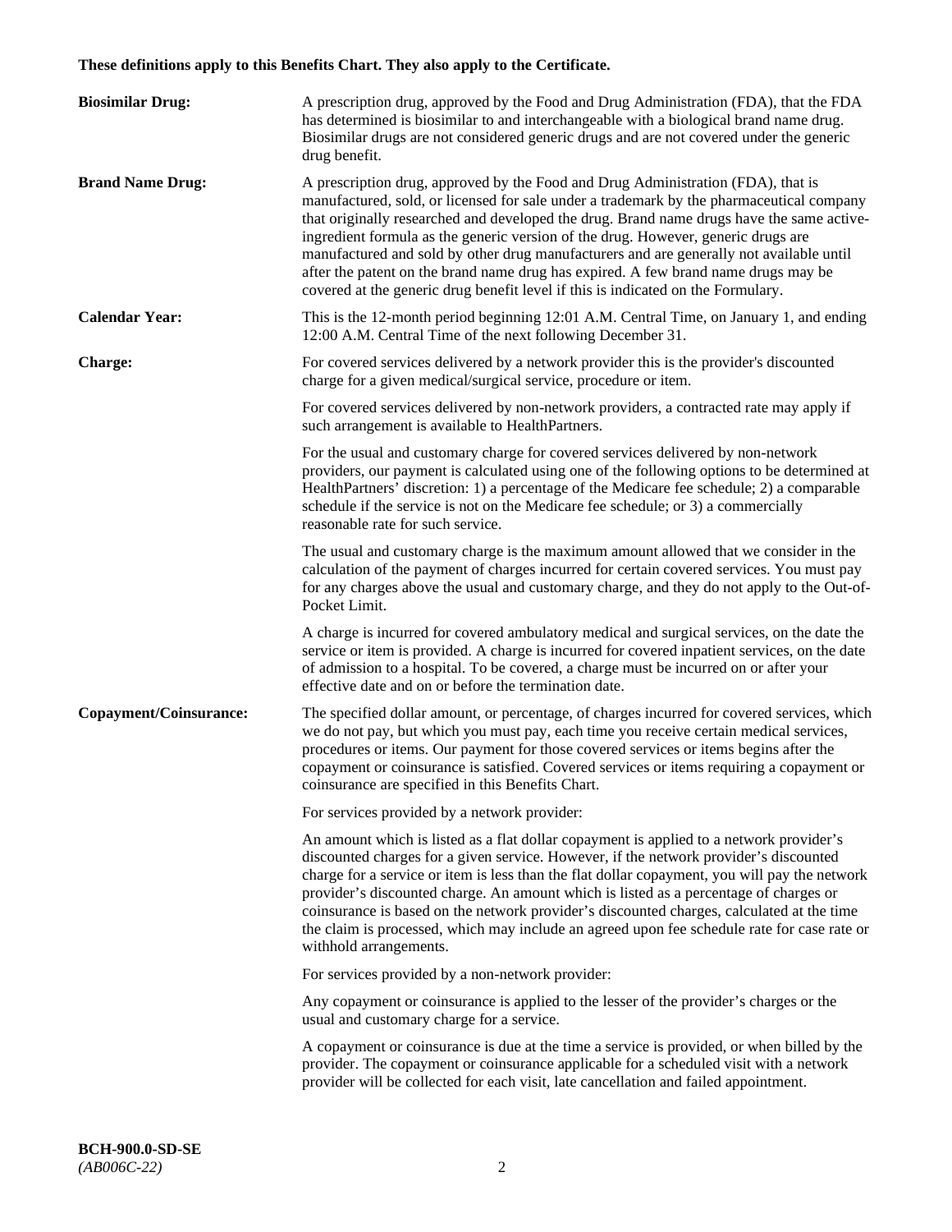**These definitions apply to this Benefits Chart. They also apply to the Certificate.**

**Biosimilar Drug:** A prescription drug, approved by the Food and Drug Administration (FDA), that the FDA has determined is biosimilar to and interchangeable with a biological brand name drug. Biosimilar drugs are not considered generic drugs and are not covered under the generic drug benefit.

**Brand Name Drug:** A prescription drug, approved by the Food and Drug Administration (FDA), that is manufactured, sold, or licensed for sale under a trademark by the pharmaceutical company that originally researched and developed the drug. Brand name drugs have the same active-ingredient formula as the generic version of the drug. However, generic drugs are manufactured and sold by other drug manufacturers and are generally not available until after the patent on the brand name drug has expired. A few brand name drugs may be covered at the generic drug benefit level if this is indicated on the Formulary.

**Calendar Year:** This is the 12-month period beginning 12:01 A.M. Central Time, on January 1, and ending 12:00 A.M. Central Time of the next following December 31.

**Charge:** For covered services delivered by a network provider this is the provider's discounted charge for a given medical/surgical service, procedure or item.

For covered services delivered by non-network providers, a contracted rate may apply if such arrangement is available to HealthPartners.

For the usual and customary charge for covered services delivered by non-network providers, our payment is calculated using one of the following options to be determined at HealthPartners' discretion: 1) a percentage of the Medicare fee schedule; 2) a comparable schedule if the service is not on the Medicare fee schedule; or 3) a commercially reasonable rate for such service.

The usual and customary charge is the maximum amount allowed that we consider in the calculation of the payment of charges incurred for certain covered services. You must pay for any charges above the usual and customary charge, and they do not apply to the Out-of-Pocket Limit.

A charge is incurred for covered ambulatory medical and surgical services, on the date the service or item is provided. A charge is incurred for covered inpatient services, on the date of admission to a hospital. To be covered, a charge must be incurred on or after your effective date and on or before the termination date.

**Copayment/Coinsurance:** The specified dollar amount, or percentage, of charges incurred for covered services, which we do not pay, but which you must pay, each time you receive certain medical services, procedures or items. Our payment for those covered services or items begins after the copayment or coinsurance is satisfied. Covered services or items requiring a copayment or coinsurance are specified in this Benefits Chart.

For services provided by a network provider:

An amount which is listed as a flat dollar copayment is applied to a network provider's discounted charges for a given service. However, if the network provider's discounted charge for a service or item is less than the flat dollar copayment, you will pay the network provider's discounted charge. An amount which is listed as a percentage of charges or coinsurance is based on the network provider's discounted charges, calculated at the time the claim is processed, which may include an agreed upon fee schedule rate for case rate or withhold arrangements.

For services provided by a non-network provider:

Any copayment or coinsurance is applied to the lesser of the provider's charges or the usual and customary charge for a service.

A copayment or coinsurance is due at the time a service is provided, or when billed by the provider. The copayment or coinsurance applicable for a scheduled visit with a network provider will be collected for each visit, late cancellation and failed appointment.

**BCH-900.0-SD-SE**
*(AB006C-22)*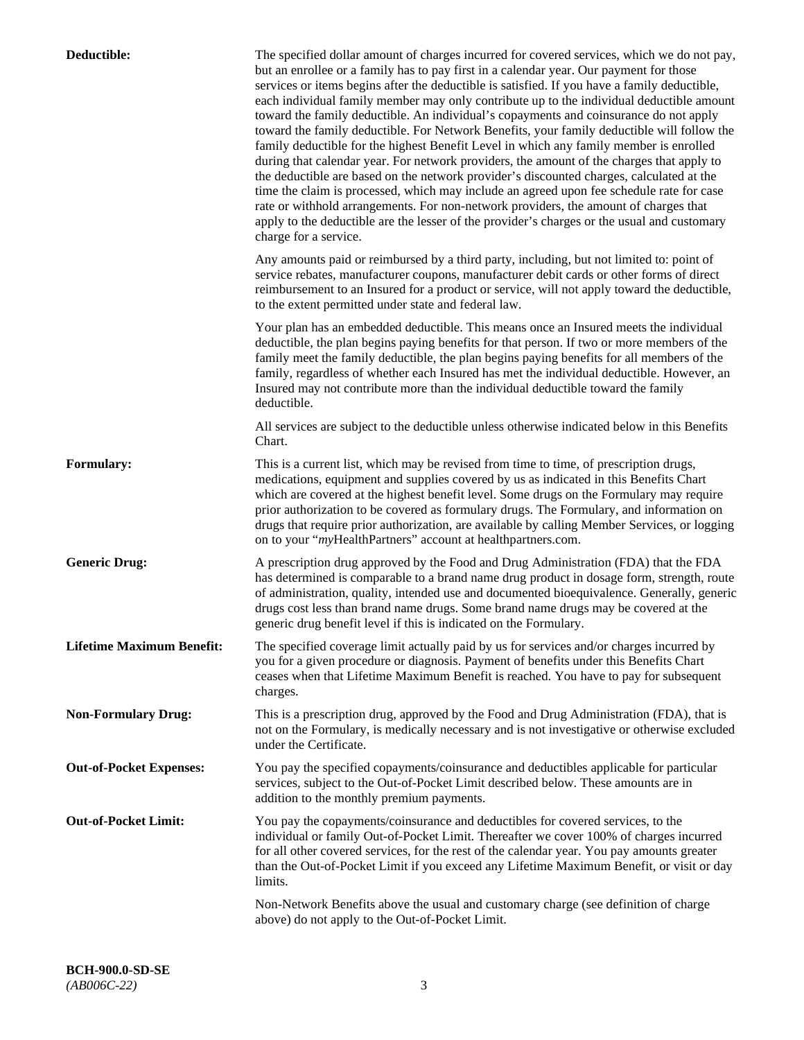**Deductible:** The specified dollar amount of charges incurred for covered services, which we do not pay, but an enrollee or a family has to pay first in a calendar year. Our payment for those services or items begins after the deductible is satisfied. If you have a family deductible, each individual family member may only contribute up to the individual deductible amount toward the family deductible. An individual's copayments and coinsurance do not apply toward the family deductible. For Network Benefits, your family deductible will follow the family deductible for the highest Benefit Level in which any family member is enrolled during that calendar year. For network providers, the amount of the charges that apply to the deductible are based on the network provider's discounted charges, calculated at the time the claim is processed, which may include an agreed upon fee schedule rate for case rate or withhold arrangements. For non-network providers, the amount of charges that apply to the deductible are the lesser of the provider's charges or the usual and customary charge for a service.

Any amounts paid or reimbursed by a third party, including, but not limited to: point of service rebates, manufacturer coupons, manufacturer debit cards or other forms of direct reimbursement to an Insured for a product or service, will not apply toward the deductible, to the extent permitted under state and federal law.

Your plan has an embedded deductible. This means once an Insured meets the individual deductible, the plan begins paying benefits for that person. If two or more members of the family meet the family deductible, the plan begins paying benefits for all members of the family, regardless of whether each Insured has met the individual deductible. However, an Insured may not contribute more than the individual deductible toward the family deductible.

All services are subject to the deductible unless otherwise indicated below in this Benefits Chart.

**Formulary:** This is a current list, which may be revised from time to time, of prescription drugs, medications, equipment and supplies covered by us as indicated in this Benefits Chart which are covered at the highest benefit level. Some drugs on the Formulary may require prior authorization to be covered as formulary drugs. The Formulary, and information on drugs that require prior authorization, are available by calling Member Services, or logging on to your "*my*HealthPartners" account at healthpartners.com.

**Generic Drug:** A prescription drug approved by the Food and Drug Administration (FDA) that the FDA has determined is comparable to a brand name drug product in dosage form, strength, route of administration, quality, intended use and documented bioequivalence. Generally, generic drugs cost less than brand name drugs. Some brand name drugs may be covered at the generic drug benefit level if this is indicated on the Formulary.

**Lifetime Maximum Benefit:** The specified coverage limit actually paid by us for services and/or charges incurred by you for a given procedure or diagnosis. Payment of benefits under this Benefits Chart ceases when that Lifetime Maximum Benefit is reached. You have to pay for subsequent charges.

**Non-Formulary Drug:** This is a prescription drug, approved by the Food and Drug Administration (FDA), that is not on the Formulary, is medically necessary and is not investigative or otherwise excluded under the Certificate.

**Out-of-Pocket Expenses:** You pay the specified copayments/coinsurance and deductibles applicable for particular services, subject to the Out-of-Pocket Limit described below. These amounts are in addition to the monthly premium payments.

**Out-of-Pocket Limit:** You pay the copayments/coinsurance and deductibles for covered services, to the individual or family Out-of-Pocket Limit. Thereafter we cover 100% of charges incurred for all other covered services, for the rest of the calendar year. You pay amounts greater than the Out-of-Pocket Limit if you exceed any Lifetime Maximum Benefit, or visit or day limits.

Non-Network Benefits above the usual and customary charge (see definition of charge above) do not apply to the Out-of-Pocket Limit.

**BCH-900.0-SD-SE**
*(AB006C-22)*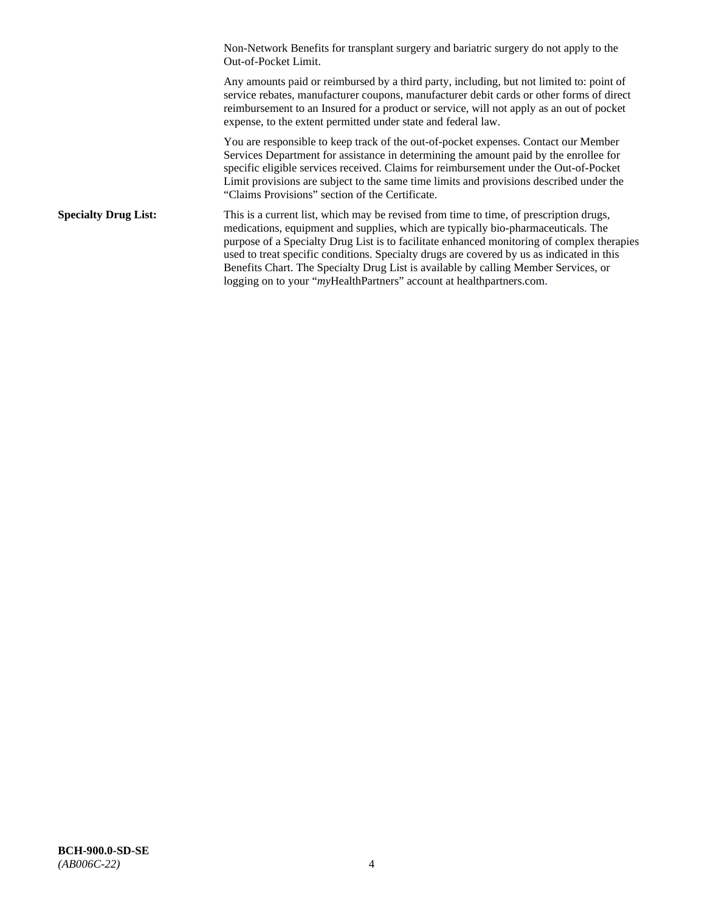Non-Network Benefits for transplant surgery and bariatric surgery do not apply to the Out-of-Pocket Limit.

Any amounts paid or reimbursed by a third party, including, but not limited to: point of service rebates, manufacturer coupons, manufacturer debit cards or other forms of direct reimbursement to an Insured for a product or service, will not apply as an out of pocket expense, to the extent permitted under state and federal law.

You are responsible to keep track of the out-of-pocket expenses. Contact our Member Services Department for assistance in determining the amount paid by the enrollee for specific eligible services received. Claims for reimbursement under the Out-of-Pocket Limit provisions are subject to the same time limits and provisions described under the "Claims Provisions" section of the Certificate.

**Specialty Drug List:** This is a current list, which may be revised from time to time, of prescription drugs, medications, equipment and supplies, which are typically bio-pharmaceuticals. The purpose of a Specialty Drug List is to facilitate enhanced monitoring of complex therapies used to treat specific conditions. Specialty drugs are covered by us as indicated in this Benefits Chart. The Specialty Drug List is available by calling Member Services, or logging on to your "*my*HealthPartners" account at healthpartners.com.

**BCH-900.0-SD-SE**
*(AB006C-22)*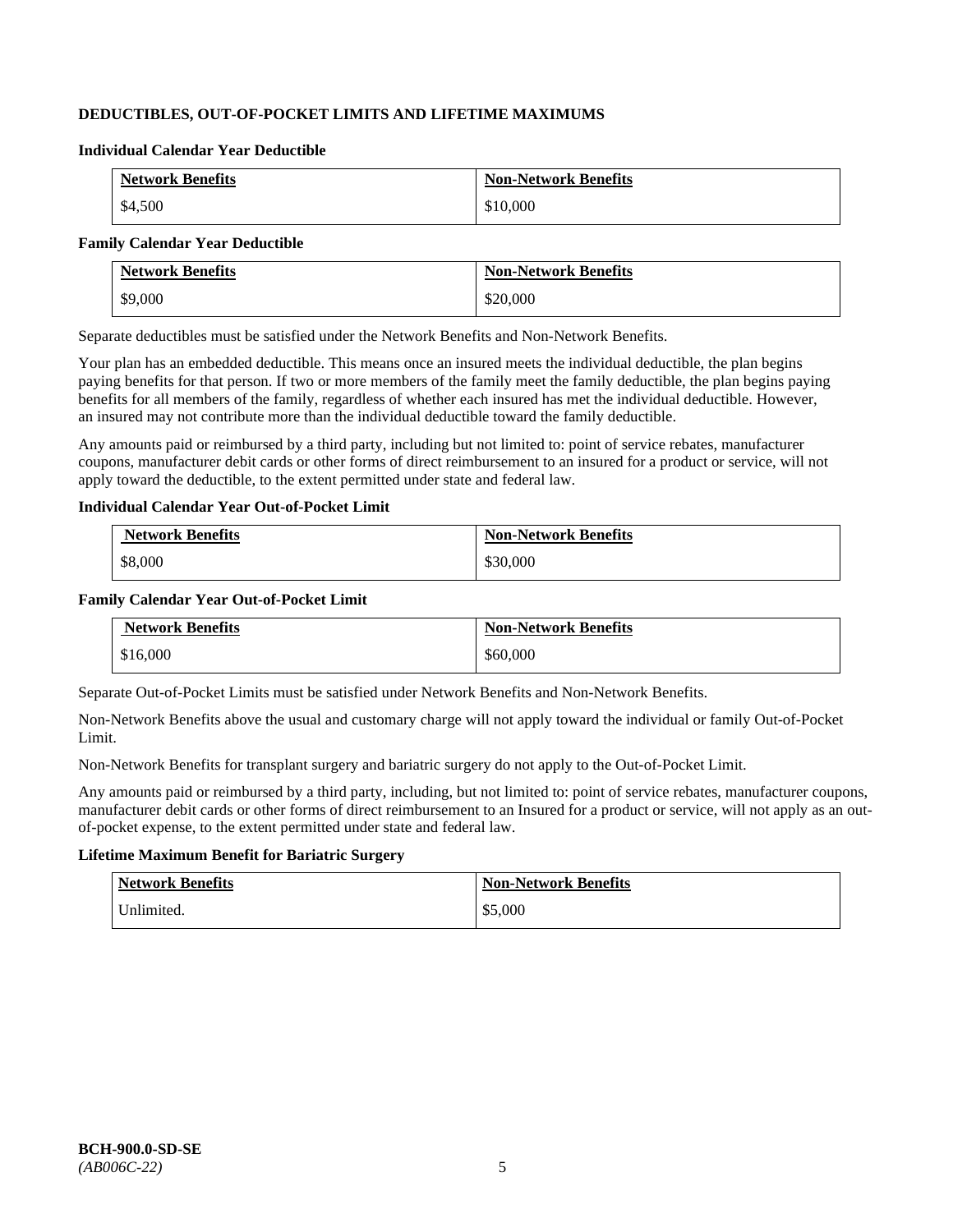### DEDUCTIBLES, OUT-OF-POCKET LIMITS AND LIFETIME MAXIMUMS

#### Individual Calendar Year Deductible

| Network Benefits | Non-Network Benefits |
|---|---|
| $4,500 | $10,000 |

#### Family Calendar Year Deductible

| Network Benefits | Non-Network Benefits |
|---|---|
| $9,000 | $20,000 |

Separate deductibles must be satisfied under the Network Benefits and Non-Network Benefits.

Your plan has an embedded deductible. This means once an insured meets the individual deductible, the plan begins paying benefits for that person. If two or more members of the family meet the family deductible, the plan begins paying benefits for all members of the family, regardless of whether each insured has met the individual deductible. However, an insured may not contribute more than the individual deductible toward the family deductible.

Any amounts paid or reimbursed by a third party, including but not limited to: point of service rebates, manufacturer coupons, manufacturer debit cards or other forms of direct reimbursement to an insured for a product or service, will not apply toward the deductible, to the extent permitted under state and federal law.

#### Individual Calendar Year Out-of-Pocket Limit

| Network Benefits | Non-Network Benefits |
|---|---|
| $8,000 | $30,000 |

#### Family Calendar Year Out-of-Pocket Limit

| Network Benefits | Non-Network Benefits |
|---|---|
| $16,000 | $60,000 |

Separate Out-of-Pocket Limits must be satisfied under Network Benefits and Non-Network Benefits.

Non-Network Benefits above the usual and customary charge will not apply toward the individual or family Out-of-Pocket Limit.

Non-Network Benefits for transplant surgery and bariatric surgery do not apply to the Out-of-Pocket Limit.

Any amounts paid or reimbursed by a third party, including, but not limited to: point of service rebates, manufacturer coupons, manufacturer debit cards or other forms of direct reimbursement to an Insured for a product or service, will not apply as an out-of-pocket expense, to the extent permitted under state and federal law.

#### Lifetime Maximum Benefit for Bariatric Surgery

| Network Benefits | Non-Network Benefits |
|---|---|
| Unlimited. | $5,000 |

**BCH-900.0-SD-SE**
*(AB006C-22)*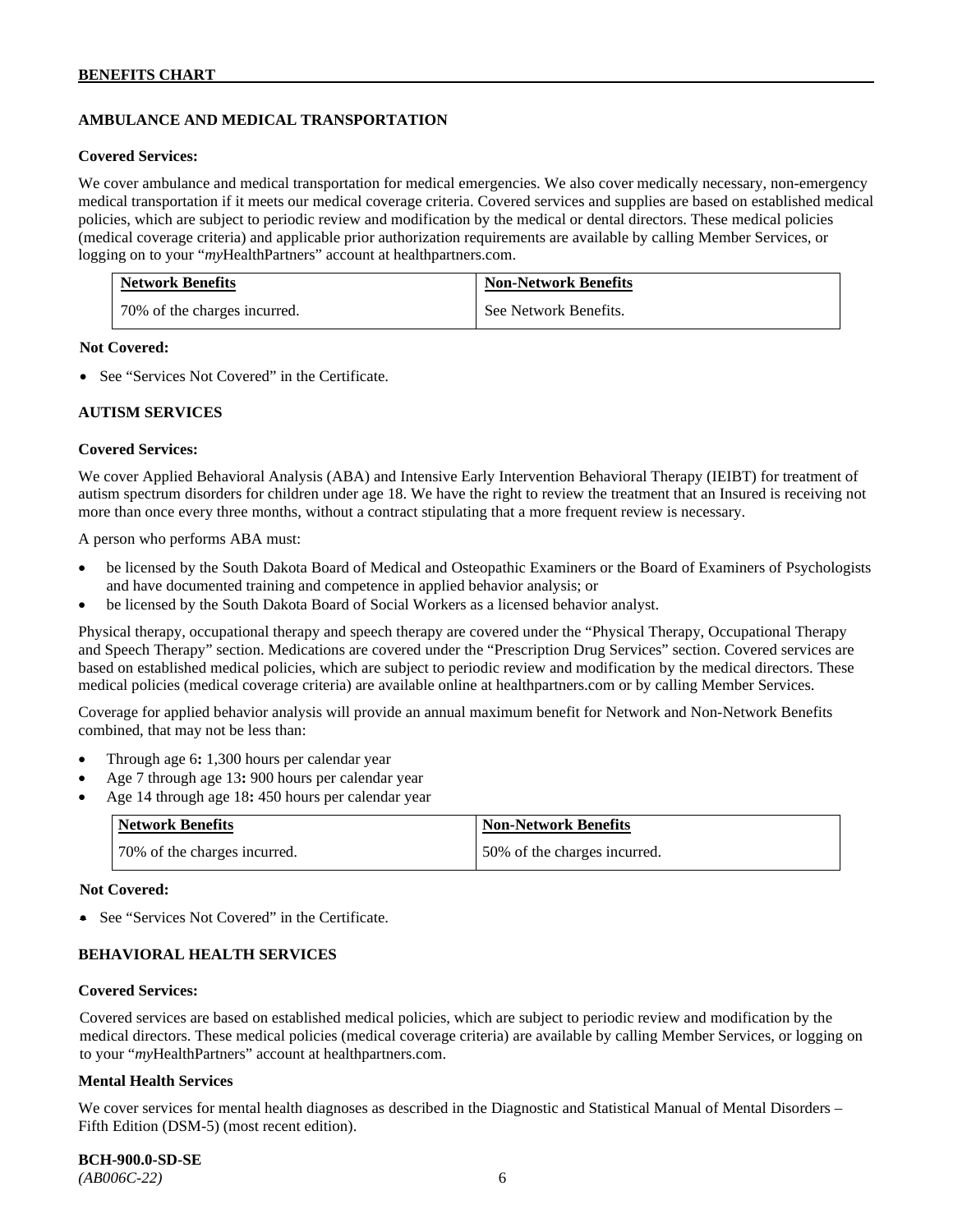## AMBULANCE AND MEDICAL TRANSPORTATION

**Covered Services:**

We cover ambulance and medical transportation for medical emergencies. We also cover medically necessary, non-emergency medical transportation if it meets our medical coverage criteria. Covered services and supplies are based on established medical policies, which are subject to periodic review and modification by the medical or dental directors. These medical policies (medical coverage criteria) and applicable prior authorization requirements are available by calling Member Services, or logging on to your "*my*HealthPartners" account at healthpartners.com.

| Network Benefits | Non-Network Benefits |
|---|---|
| 70% of the charges incurred. | See Network Benefits. |

**Not Covered:**

- See "Services Not Covered" in the Certificate.

## AUTISM SERVICES

**Covered Services:**

We cover Applied Behavioral Analysis (ABA) and Intensive Early Intervention Behavioral Therapy (IEIBT) for treatment of autism spectrum disorders for children under age 18. We have the right to review the treatment that an Insured is receiving not more than once every three months, without a contract stipulating that a more frequent review is necessary.

A person who performs ABA must:

- be licensed by the South Dakota Board of Medical and Osteopathic Examiners or the Board of Examiners of Psychologists and have documented training and competence in applied behavior analysis; or
- be licensed by the South Dakota Board of Social Workers as a licensed behavior analyst.

Physical therapy, occupational therapy and speech therapy are covered under the "Physical Therapy, Occupational Therapy and Speech Therapy" section. Medications are covered under the "Prescription Drug Services" section. Covered services are based on established medical policies, which are subject to periodic review and modification by the medical directors. These medical policies (medical coverage criteria) are available online at healthpartners.com or by calling Member Services.

Coverage for applied behavior analysis will provide an annual maximum benefit for Network and Non-Network Benefits combined, that may not be less than:

- Through age 6**:** 1,300 hours per calendar year
- Age 7 through age 13**:** 900 hours per calendar year
- Age 14 through age 18**:** 450 hours per calendar year

| Network Benefits | Non-Network Benefits |
|---|---|
| 70% of the charges incurred. | 50% of the charges incurred. |

**Not Covered:**

- See "Services Not Covered" in the Certificate.

## BEHAVIORAL HEALTH SERVICES

**Covered Services:**

Covered services are based on established medical policies, which are subject to periodic review and modification by the medical directors. These medical policies (medical coverage criteria) are available by calling Member Services, or logging on to your "*my*HealthPartners" account at healthpartners.com.

**Mental Health Services**

We cover services for mental health diagnoses as described in the Diagnostic and Statistical Manual of Mental Disorders – Fifth Edition (DSM-5) (most recent edition).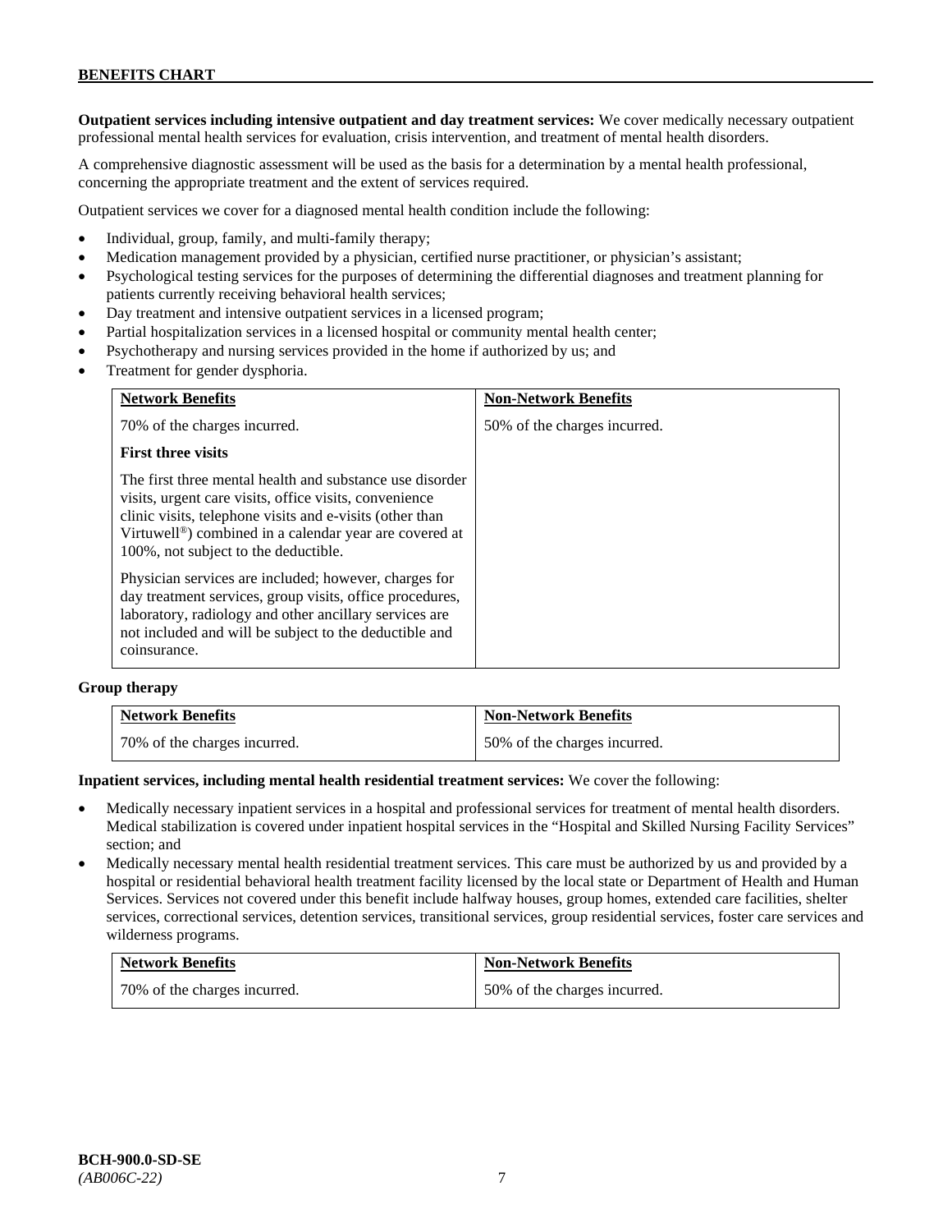**Outpatient services including intensive outpatient and day treatment services:** We cover medically necessary outpatient professional mental health services for evaluation, crisis intervention, and treatment of mental health disorders.

A comprehensive diagnostic assessment will be used as the basis for a determination by a mental health professional, concerning the appropriate treatment and the extent of services required.

Outpatient services we cover for a diagnosed mental health condition include the following:

- Individual, group, family, and multi-family therapy;
- Medication management provided by a physician, certified nurse practitioner, or physician's assistant;
- Psychological testing services for the purposes of determining the differential diagnoses and treatment planning for patients currently receiving behavioral health services;
- Day treatment and intensive outpatient services in a licensed program;
- Partial hospitalization services in a licensed hospital or community mental health center;
- Psychotherapy and nursing services provided in the home if authorized by us; and
- Treatment for gender dysphoria.

| Network Benefits | Non-Network Benefits |
|---|---|
| 70% of the charges incurred.<br><br>**First three visits**<br><br>The first three mental health and substance use disorder visits, urgent care visits, office visits, convenience clinic visits, telephone visits and e-visits (other than Virtuwell®) combined in a calendar year are covered at 100%, not subject to the deductible.<br><br>Physician services are included; however, charges for day treatment services, group visits, office procedures, laboratory, radiology and other ancillary services are not included and will be subject to the deductible and coinsurance. | 50% of the charges incurred. |

**Group therapy**

| Network Benefits | Non-Network Benefits |
|---|---|
| 70% of the charges incurred. | 50% of the charges incurred. |

**Inpatient services, including mental health residential treatment services:** We cover the following:

- Medically necessary inpatient services in a hospital and professional services for treatment of mental health disorders. Medical stabilization is covered under inpatient hospital services in the "Hospital and Skilled Nursing Facility Services" section; and
- Medically necessary mental health residential treatment services. This care must be authorized by us and provided by a hospital or residential behavioral health treatment facility licensed by the local state or Department of Health and Human Services. Services not covered under this benefit include halfway houses, group homes, extended care facilities, shelter services, correctional services, detention services, transitional services, group residential services, foster care services and wilderness programs.

| Network Benefits | Non-Network Benefits |
|---|---|
| 70% of the charges incurred. | 50% of the charges incurred. |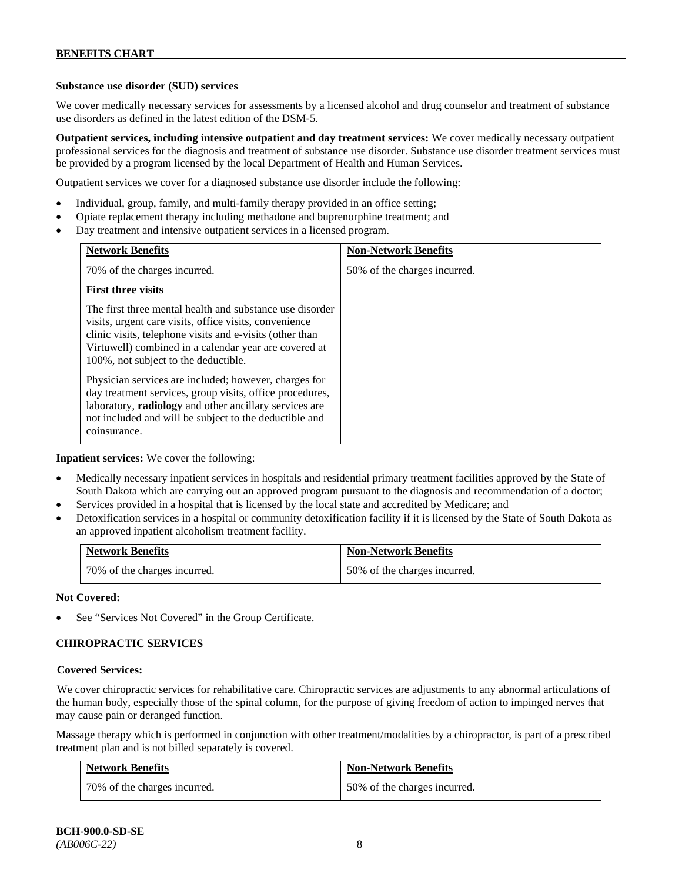### Substance use disorder (SUD) services

We cover medically necessary services for assessments by a licensed alcohol and drug counselor and treatment of substance use disorders as defined in the latest edition of the DSM-5.

**Outpatient services, including intensive outpatient and day treatment services:** We cover medically necessary outpatient professional services for the diagnosis and treatment of substance use disorder. Substance use disorder treatment services must be provided by a program licensed by the local Department of Health and Human Services.

Outpatient services we cover for a diagnosed substance use disorder include the following:

- Individual, group, family, and multi-family therapy provided in an office setting;
- Opiate replacement therapy including methadone and buprenorphine treatment; and
- Day treatment and intensive outpatient services in a licensed program.

| Network Benefits | Non-Network Benefits |
|---|---|
| 70% of the charges incurred.<br><br>**First three visits**<br><br>The first three mental health and substance use disorder visits, urgent care visits, office visits, convenience clinic visits, telephone visits and e-visits (other than Virtuwell) combined in a calendar year are covered at 100%, not subject to the deductible.<br><br>Physician services are included; however, charges for day treatment services, group visits, office procedures, laboratory, **radiology** and other ancillary services are not included and will be subject to the deductible and coinsurance. | 50% of the charges incurred. |

**Inpatient services:** We cover the following:

- Medically necessary inpatient services in hospitals and residential primary treatment facilities approved by the State of South Dakota which are carrying out an approved program pursuant to the diagnosis and recommendation of a doctor;
- Services provided in a hospital that is licensed by the local state and accredited by Medicare; and
- Detoxification services in a hospital or community detoxification facility if it is licensed by the State of South Dakota as an approved inpatient alcoholism treatment facility.

| Network Benefits | Non-Network Benefits |
|---|---|
| 70% of the charges incurred. | 50% of the charges incurred. |

**Not Covered:**

- See "Services Not Covered" in the Group Certificate.

## CHIROPRACTIC SERVICES

**Covered Services:**

We cover chiropractic services for rehabilitative care. Chiropractic services are adjustments to any abnormal articulations of the human body, especially those of the spinal column, for the purpose of giving freedom of action to impinged nerves that may cause pain or deranged function.

Massage therapy which is performed in conjunction with other treatment/modalities by a chiropractor, is part of a prescribed treatment plan and is not billed separately is covered.

| Network Benefits | Non-Network Benefits |
|---|---|
| 70% of the charges incurred. | 50% of the charges incurred. |

**BCH-900.0-SD-SE**
*(AB006C-22)*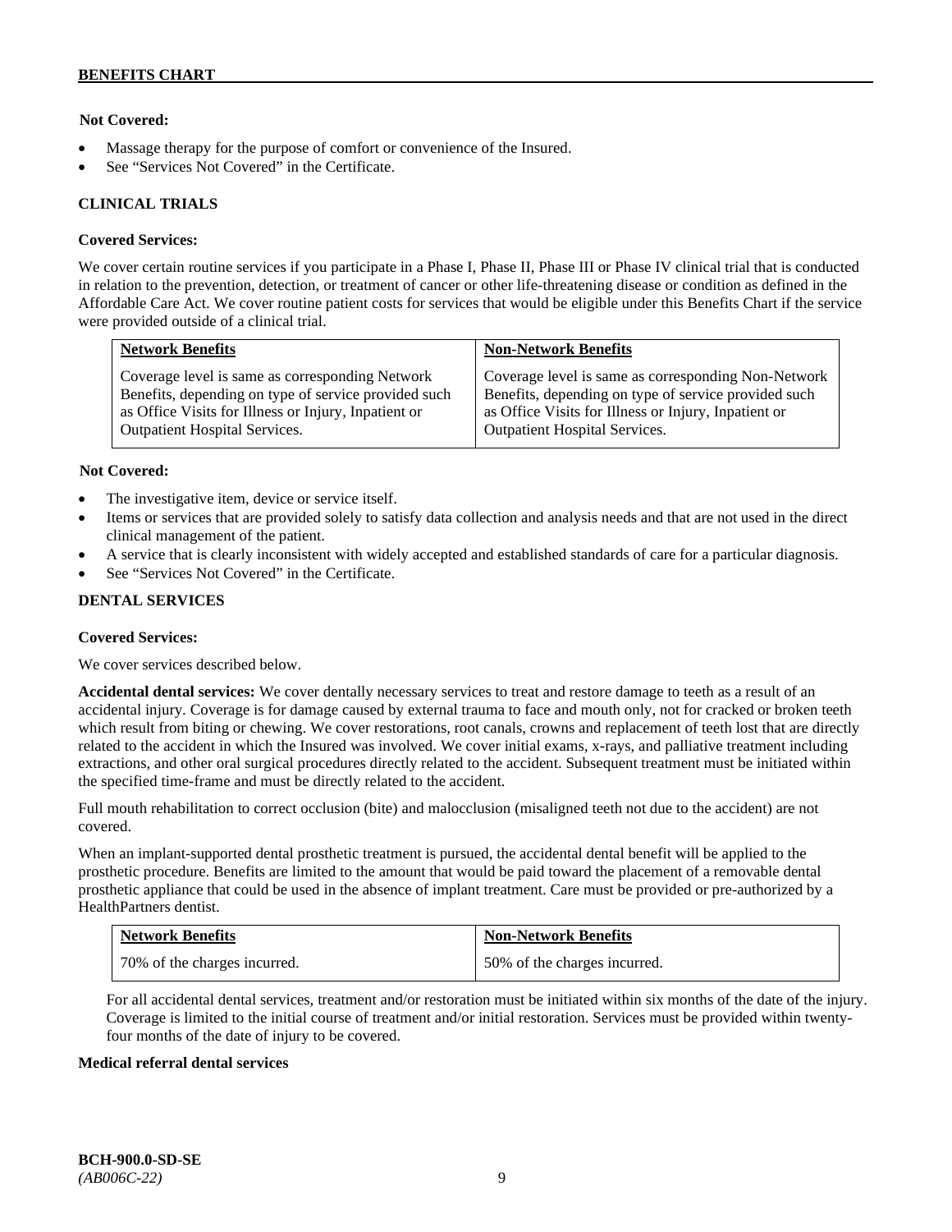**Not Covered:**

- Massage therapy for the purpose of comfort or convenience of the Insured.
- See "Services Not Covered" in the Certificate.

**CLINICAL TRIALS**

**Covered Services:**

We cover certain routine services if you participate in a Phase I, Phase II, Phase III or Phase IV clinical trial that is conducted in relation to the prevention, detection, or treatment of cancer or other life-threatening disease or condition as defined in the Affordable Care Act. We cover routine patient costs for services that would be eligible under this Benefits Chart if the service were provided outside of a clinical trial.

| Network Benefits | Non-Network Benefits |
|---|---|
| Coverage level is same as corresponding Network Benefits, depending on type of service provided such as Office Visits for Illness or Injury, Inpatient or Outpatient Hospital Services. | Coverage level is same as corresponding Non-Network Benefits, depending on type of service provided such as Office Visits for Illness or Injury, Inpatient or Outpatient Hospital Services. |

**Not Covered:**

- The investigative item, device or service itself.
- Items or services that are provided solely to satisfy data collection and analysis needs and that are not used in the direct clinical management of the patient.
- A service that is clearly inconsistent with widely accepted and established standards of care for a particular diagnosis.
- See "Services Not Covered" in the Certificate.

**DENTAL SERVICES**

**Covered Services:**

We cover services described below.

**Accidental dental services:** We cover dentally necessary services to treat and restore damage to teeth as a result of an accidental injury. Coverage is for damage caused by external trauma to face and mouth only, not for cracked or broken teeth which result from biting or chewing. We cover restorations, root canals, crowns and replacement of teeth lost that are directly related to the accident in which the Insured was involved. We cover initial exams, x-rays, and palliative treatment including extractions, and other oral surgical procedures directly related to the accident. Subsequent treatment must be initiated within the specified time-frame and must be directly related to the accident.

Full mouth rehabilitation to correct occlusion (bite) and malocclusion (misaligned teeth not due to the accident) are not covered.

When an implant-supported dental prosthetic treatment is pursued, the accidental dental benefit will be applied to the prosthetic procedure. Benefits are limited to the amount that would be paid toward the placement of a removable dental prosthetic appliance that could be used in the absence of implant treatment. Care must be provided or pre-authorized by a HealthPartners dentist.

| Network Benefits | Non-Network Benefits |
|---|---|
| 70% of the charges incurred. | 50% of the charges incurred. |

For all accidental dental services, treatment and/or restoration must be initiated within six months of the date of the injury. Coverage is limited to the initial course of treatment and/or initial restoration. Services must be provided within twenty-four months of the date of injury to be covered.

**Medical referral dental services**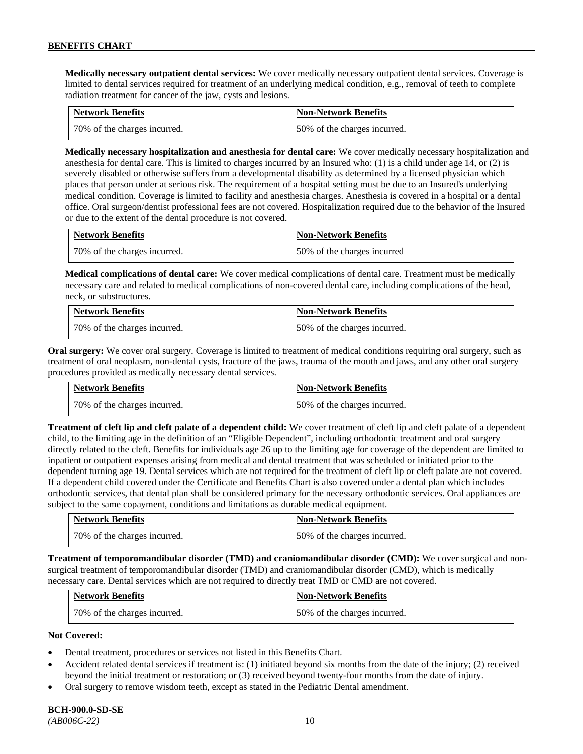**Medically necessary outpatient dental services:** We cover medically necessary outpatient dental services. Coverage is limited to dental services required for treatment of an underlying medical condition, e.g., removal of teeth to complete radiation treatment for cancer of the jaw, cysts and lesions.

| Network Benefits | Non-Network Benefits |
|---|---|
| 70% of the charges incurred. | 50% of the charges incurred. |

**Medically necessary hospitalization and anesthesia for dental care:** We cover medically necessary hospitalization and anesthesia for dental care. This is limited to charges incurred by an Insured who: (1) is a child under age 14, or (2) is severely disabled or otherwise suffers from a developmental disability as determined by a licensed physician which places that person under at serious risk. The requirement of a hospital setting must be due to an Insured's underlying medical condition. Coverage is limited to facility and anesthesia charges. Anesthesia is covered in a hospital or a dental office. Oral surgeon/dentist professional fees are not covered. Hospitalization required due to the behavior of the Insured or due to the extent of the dental procedure is not covered.

| Network Benefits | Non-Network Benefits |
|---|---|
| 70% of the charges incurred. | 50% of the charges incurred |

**Medical complications of dental care:** We cover medical complications of dental care. Treatment must be medically necessary care and related to medical complications of non-covered dental care, including complications of the head, neck, or substructures.

| Network Benefits | Non-Network Benefits |
|---|---|
| 70% of the charges incurred. | 50% of the charges incurred. |

**Oral surgery:** We cover oral surgery. Coverage is limited to treatment of medical conditions requiring oral surgery, such as treatment of oral neoplasm, non-dental cysts, fracture of the jaws, trauma of the mouth and jaws, and any other oral surgery procedures provided as medically necessary dental services.

| Network Benefits | Non-Network Benefits |
|---|---|
| 70% of the charges incurred. | 50% of the charges incurred. |

**Treatment of cleft lip and cleft palate of a dependent child:** We cover treatment of cleft lip and cleft palate of a dependent child, to the limiting age in the definition of an "Eligible Dependent", including orthodontic treatment and oral surgery directly related to the cleft. Benefits for individuals age 26 up to the limiting age for coverage of the dependent are limited to inpatient or outpatient expenses arising from medical and dental treatment that was scheduled or initiated prior to the dependent turning age 19. Dental services which are not required for the treatment of cleft lip or cleft palate are not covered. If a dependent child covered under the Certificate and Benefits Chart is also covered under a dental plan which includes orthodontic services, that dental plan shall be considered primary for the necessary orthodontic services. Oral appliances are subject to the same copayment, conditions and limitations as durable medical equipment.

| Network Benefits | Non-Network Benefits |
|---|---|
| 70% of the charges incurred. | 50% of the charges incurred. |

**Treatment of temporomandibular disorder (TMD) and craniomandibular disorder (CMD):** We cover surgical and non-surgical treatment of temporomandibular disorder (TMD) and craniomandibular disorder (CMD), which is medically necessary care. Dental services which are not required to directly treat TMD or CMD are not covered.

| Network Benefits | Non-Network Benefits |
|---|---|
| 70% of the charges incurred. | 50% of the charges incurred. |

**Not Covered:**

- Dental treatment, procedures or services not listed in this Benefits Chart.
- Accident related dental services if treatment is: (1) initiated beyond six months from the date of the injury; (2) received beyond the initial treatment or restoration; or (3) received beyond twenty-four months from the date of injury.
- Oral surgery to remove wisdom teeth, except as stated in the Pediatric Dental amendment.

**BCH-900.0-SD-SE**
*(AB006C-22)*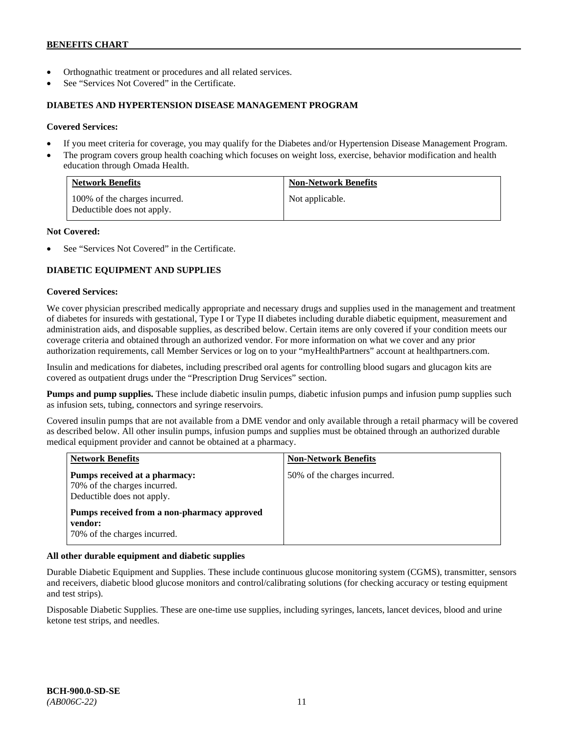- Orthognathic treatment or procedures and all related services.
- See "Services Not Covered" in the Certificate.

### DIABETES AND HYPERTENSION DISEASE MANAGEMENT PROGRAM

**Covered Services:**

- If you meet criteria for coverage, you may qualify for the Diabetes and/or Hypertension Disease Management Program.
- The program covers group health coaching which focuses on weight loss, exercise, behavior modification and health education through Omada Health.

| Network Benefits | Non-Network Benefits |
|---|---|
| 100% of the charges incurred. Deductible does not apply. | Not applicable. |

**Not Covered:**

- See "Services Not Covered" in the Certificate.

### DIABETIC EQUIPMENT AND SUPPLIES

**Covered Services:**

We cover physician prescribed medically appropriate and necessary drugs and supplies used in the management and treatment of diabetes for insureds with gestational, Type I or Type II diabetes including durable diabetic equipment, measurement and administration aids, and disposable supplies, as described below. Certain items are only covered if your condition meets our coverage criteria and obtained through an authorized vendor. For more information on what we cover and any prior authorization requirements, call Member Services or log on to your "myHealthPartners" account at healthpartners.com.

Insulin and medications for diabetes, including prescribed oral agents for controlling blood sugars and glucagon kits are covered as outpatient drugs under the "Prescription Drug Services" section.

**Pumps and pump supplies.** These include diabetic insulin pumps, diabetic infusion pumps and infusion pump supplies such as infusion sets, tubing, connectors and syringe reservoirs.

Covered insulin pumps that are not available from a DME vendor and only available through a retail pharmacy will be covered as described below. All other insulin pumps, infusion pumps and supplies must be obtained through an authorized durable medical equipment provider and cannot be obtained at a pharmacy.

| Network Benefits | Non-Network Benefits |
|---|---|
| **Pumps received at a pharmacy:** 70% of the charges incurred. Deductible does not apply. **Pumps received from a non-pharmacy approved vendor:** 70% of the charges incurred. | 50% of the charges incurred. |

**All other durable equipment and diabetic supplies**

Durable Diabetic Equipment and Supplies. These include continuous glucose monitoring system (CGMS), transmitter, sensors and receivers, diabetic blood glucose monitors and control/calibrating solutions (for checking accuracy or testing equipment and test strips).

Disposable Diabetic Supplies. These are one-time use supplies, including syringes, lancets, lancet devices, blood and urine ketone test strips, and needles.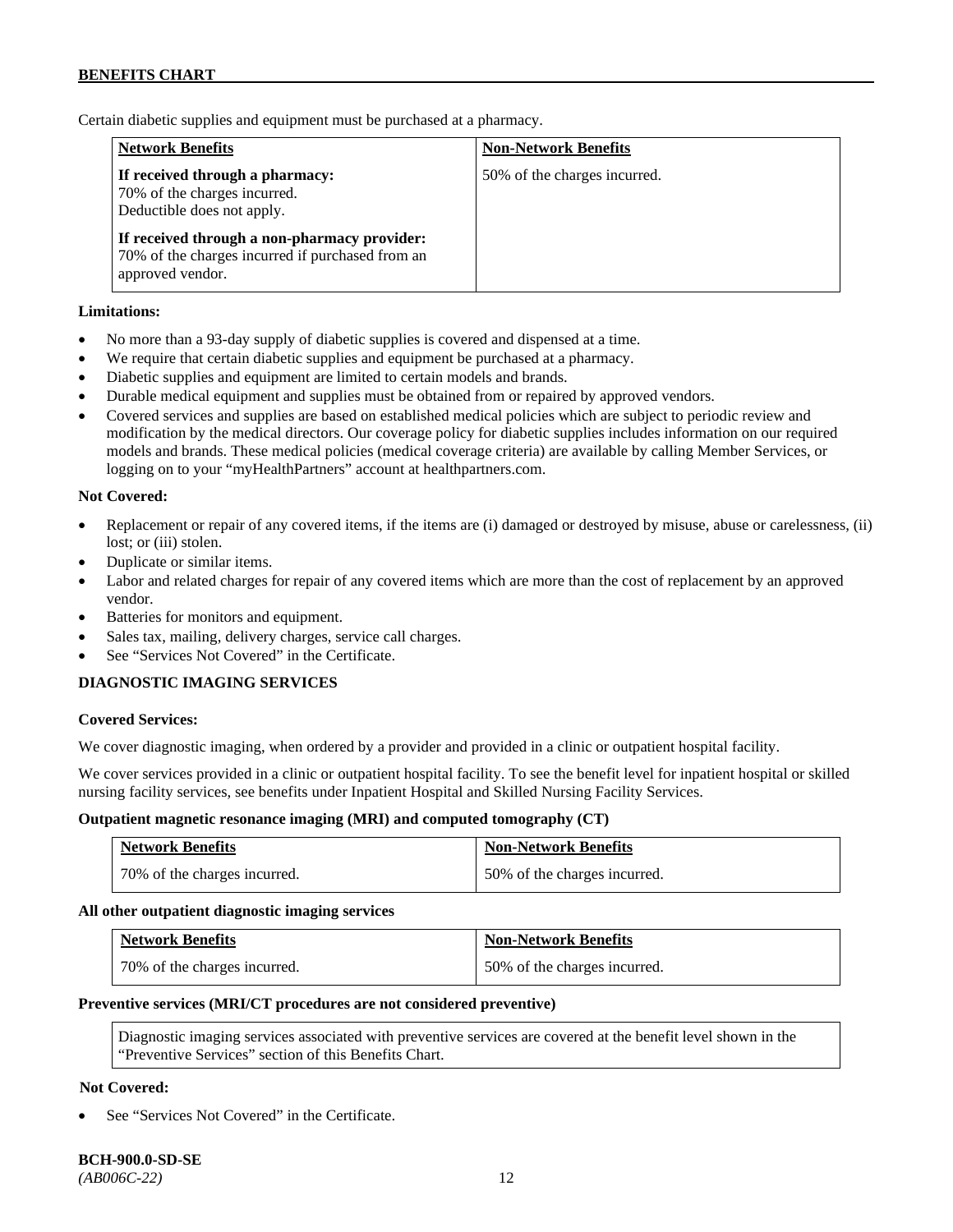Certain diabetic supplies and equipment must be purchased at a pharmacy.

| Network Benefits | Non-Network Benefits |
|---|---|
| **If received through a pharmacy:** 70% of the charges incurred. Deductible does not apply. **If received through a non-pharmacy provider:** 70% of the charges incurred if purchased from an approved vendor. | 50% of the charges incurred. |

**Limitations:**

- No more than a 93-day supply of diabetic supplies is covered and dispensed at a time.
- We require that certain diabetic supplies and equipment be purchased at a pharmacy.
- Diabetic supplies and equipment are limited to certain models and brands.
- Durable medical equipment and supplies must be obtained from or repaired by approved vendors.
- Covered services and supplies are based on established medical policies which are subject to periodic review and modification by the medical directors. Our coverage policy for diabetic supplies includes information on our required models and brands. These medical policies (medical coverage criteria) are available by calling Member Services, or logging on to your "myHealthPartners" account at healthpartners.com.

**Not Covered:**

- Replacement or repair of any covered items, if the items are (i) damaged or destroyed by misuse, abuse or carelessness, (ii) lost; or (iii) stolen.
- Duplicate or similar items.
- Labor and related charges for repair of any covered items which are more than the cost of replacement by an approved vendor.
- Batteries for monitors and equipment.
- Sales tax, mailing, delivery charges, service call charges.
- See "Services Not Covered" in the Certificate.

**DIAGNOSTIC IMAGING SERVICES**

**Covered Services:**

We cover diagnostic imaging, when ordered by a provider and provided in a clinic or outpatient hospital facility.

We cover services provided in a clinic or outpatient hospital facility. To see the benefit level for inpatient hospital or skilled nursing facility services, see benefits under Inpatient Hospital and Skilled Nursing Facility Services.

**Outpatient magnetic resonance imaging (MRI) and computed tomography (CT)**

| Network Benefits | Non-Network Benefits |
|---|---|
| 70% of the charges incurred. | 50% of the charges incurred. |

**All other outpatient diagnostic imaging services**

| Network Benefits | Non-Network Benefits |
|---|---|
| 70% of the charges incurred. | 50% of the charges incurred. |

**Preventive services (MRI/CT procedures are not considered preventive)**

Diagnostic imaging services associated with preventive services are covered at the benefit level shown in the "Preventive Services" section of this Benefits Chart.

**Not Covered:**

- See "Services Not Covered" in the Certificate.

**BCH-900.0-SD-SE**
*(AB006C-22)*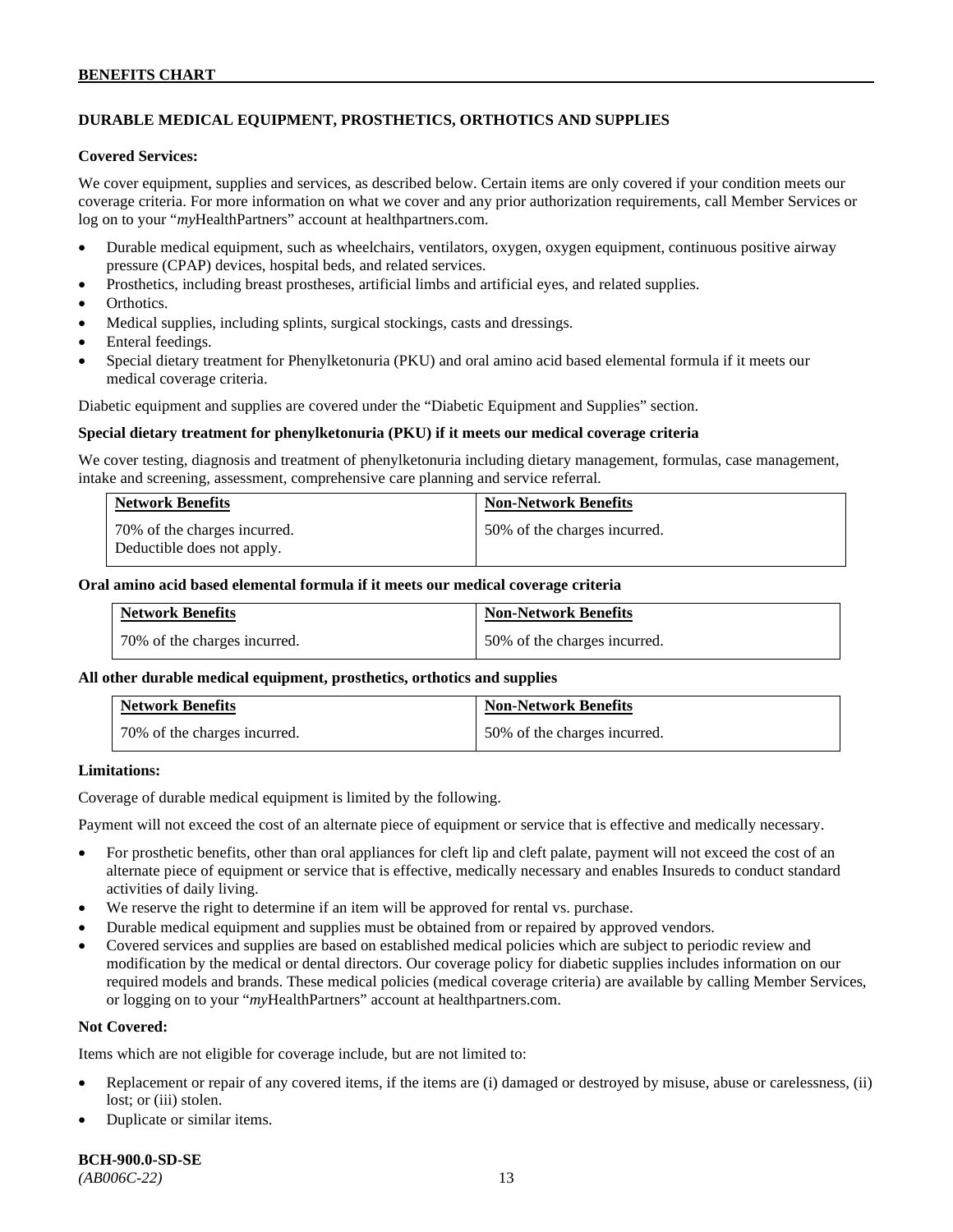## DURABLE MEDICAL EQUIPMENT, PROSTHETICS, ORTHOTICS AND SUPPLIES

**Covered Services:**

We cover equipment, supplies and services, as described below. Certain items are only covered if your condition meets our coverage criteria. For more information on what we cover and any prior authorization requirements, call Member Services or log on to your "*my*HealthPartners" account at healthpartners.com.

- Durable medical equipment, such as wheelchairs, ventilators, oxygen, oxygen equipment, continuous positive airway pressure (CPAP) devices, hospital beds, and related services.
- Prosthetics, including breast prostheses, artificial limbs and artificial eyes, and related supplies.
- Orthotics.
- Medical supplies, including splints, surgical stockings, casts and dressings.
- Enteral feedings.
- Special dietary treatment for Phenylketonuria (PKU) and oral amino acid based elemental formula if it meets our medical coverage criteria.

Diabetic equipment and supplies are covered under the "Diabetic Equipment and Supplies" section.

**Special dietary treatment for phenylketonuria (PKU) if it meets our medical coverage criteria**

We cover testing, diagnosis and treatment of phenylketonuria including dietary management, formulas, case management, intake and screening, assessment, comprehensive care planning and service referral.

| Network Benefits | Non-Network Benefits |
|---|---|
| 70% of the charges incurred. Deductible does not apply. | 50% of the charges incurred. |

**Oral amino acid based elemental formula if it meets our medical coverage criteria**

| Network Benefits | Non-Network Benefits |
|---|---|
| 70% of the charges incurred. | 50% of the charges incurred. |

**All other durable medical equipment, prosthetics, orthotics and supplies**

| Network Benefits | Non-Network Benefits |
|---|---|
| 70% of the charges incurred. | 50% of the charges incurred. |

**Limitations:**

Coverage of durable medical equipment is limited by the following.

Payment will not exceed the cost of an alternate piece of equipment or service that is effective and medically necessary.

- For prosthetic benefits, other than oral appliances for cleft lip and cleft palate, payment will not exceed the cost of an alternate piece of equipment or service that is effective, medically necessary and enables Insureds to conduct standard activities of daily living.
- We reserve the right to determine if an item will be approved for rental vs. purchase.
- Durable medical equipment and supplies must be obtained from or repaired by approved vendors.
- Covered services and supplies are based on established medical policies which are subject to periodic review and modification by the medical or dental directors. Our coverage policy for diabetic supplies includes information on our required models and brands. These medical policies (medical coverage criteria) are available by calling Member Services, or logging on to your "*my*HealthPartners" account at healthpartners.com.

**Not Covered:**

Items which are not eligible for coverage include, but are not limited to:

- Replacement or repair of any covered items, if the items are (i) damaged or destroyed by misuse, abuse or carelessness, (ii) lost; or (iii) stolen.
- Duplicate or similar items.

**BCH-900.0-SD-SE**
*(AB006C-22)*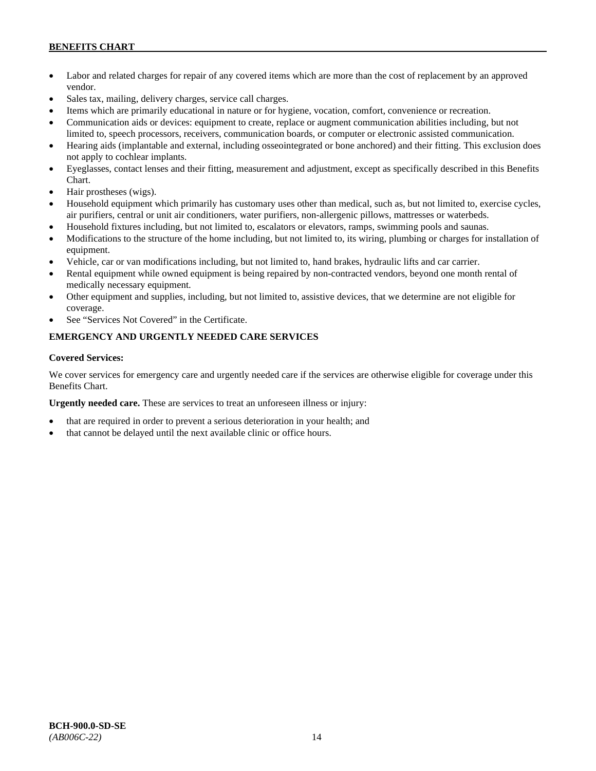- Labor and related charges for repair of any covered items which are more than the cost of replacement by an approved vendor.
- Sales tax, mailing, delivery charges, service call charges.
- Items which are primarily educational in nature or for hygiene, vocation, comfort, convenience or recreation.
- Communication aids or devices: equipment to create, replace or augment communication abilities including, but not limited to, speech processors, receivers, communication boards, or computer or electronic assisted communication.
- Hearing aids (implantable and external, including osseointegrated or bone anchored) and their fitting. This exclusion does not apply to cochlear implants.
- Eyeglasses, contact lenses and their fitting, measurement and adjustment, except as specifically described in this Benefits Chart.
- Hair prostheses (wigs).
- Household equipment which primarily has customary uses other than medical, such as, but not limited to, exercise cycles, air purifiers, central or unit air conditioners, water purifiers, non-allergenic pillows, mattresses or waterbeds.
- Household fixtures including, but not limited to, escalators or elevators, ramps, swimming pools and saunas.
- Modifications to the structure of the home including, but not limited to, its wiring, plumbing or charges for installation of equipment.
- Vehicle, car or van modifications including, but not limited to, hand brakes, hydraulic lifts and car carrier.
- Rental equipment while owned equipment is being repaired by non-contracted vendors, beyond one month rental of medically necessary equipment.
- Other equipment and supplies, including, but not limited to, assistive devices, that we determine are not eligible for coverage.
- See "Services Not Covered" in the Certificate.

## EMERGENCY AND URGENTLY NEEDED CARE SERVICES

**Covered Services:**

We cover services for emergency care and urgently needed care if the services are otherwise eligible for coverage under this Benefits Chart.

**Urgently needed care.** These are services to treat an unforeseen illness or injury:

- that are required in order to prevent a serious deterioration in your health; and
- that cannot be delayed until the next available clinic or office hours.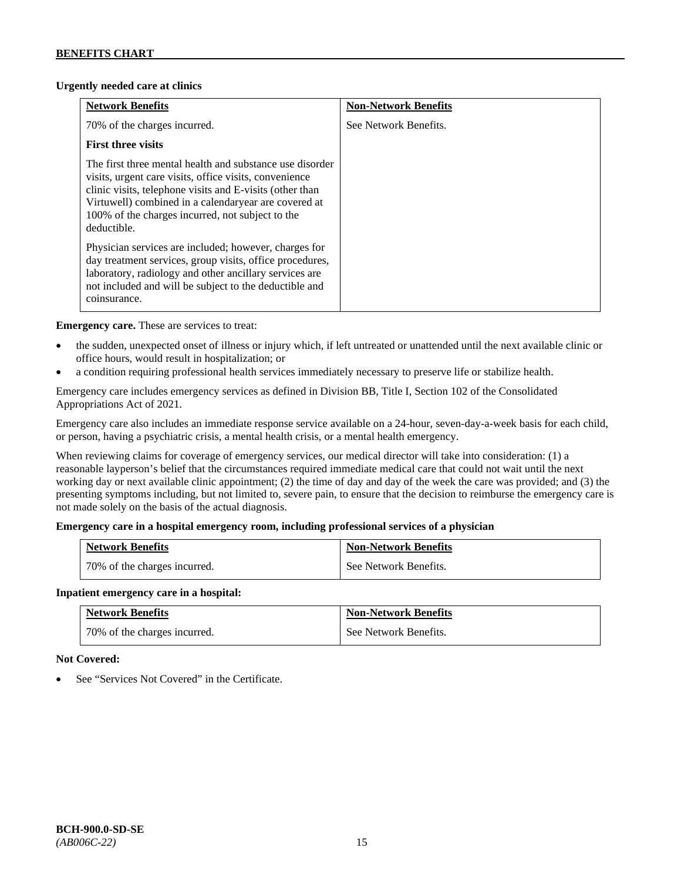**Urgently needed care at clinics**

| Network Benefits | Non-Network Benefits |
|---|---|
| 70% of the charges incurred.<br><br>**First three visits**<br><br>The first three mental health and substance use disorder visits, urgent care visits, office visits, convenience clinic visits, telephone visits and E-visits (other than Virtuwell) combined in a calendaryear are covered at 100% of the charges incurred, not subject to the deductible.<br><br>Physician services are included; however, charges for day treatment services, group visits, office procedures, laboratory, radiology and other ancillary services are not included and will be subject to the deductible and coinsurance. | See Network Benefits. |

**Emergency care.** These are services to treat:

- the sudden, unexpected onset of illness or injury which, if left untreated or unattended until the next available clinic or office hours, would result in hospitalization; or
- a condition requiring professional health services immediately necessary to preserve life or stabilize health.

Emergency care includes emergency services as defined in Division BB, Title I, Section 102 of the Consolidated Appropriations Act of 2021.

Emergency care also includes an immediate response service available on a 24-hour, seven-day-a-week basis for each child, or person, having a psychiatric crisis, a mental health crisis, or a mental health emergency.

When reviewing claims for coverage of emergency services, our medical director will take into consideration: (1) a reasonable layperson's belief that the circumstances required immediate medical care that could not wait until the next working day or next available clinic appointment; (2) the time of day and day of the week the care was provided; and (3) the presenting symptoms including, but not limited to, severe pain, to ensure that the decision to reimburse the emergency care is not made solely on the basis of the actual diagnosis.

**Emergency care in a hospital emergency room, including professional services of a physician**

| Network Benefits | Non-Network Benefits |
|---|---|
| 70% of the charges incurred. | See Network Benefits. |

**Inpatient emergency care in a hospital:**

| Network Benefits | Non-Network Benefits |
|---|---|
| 70% of the charges incurred. | See Network Benefits. |

**Not Covered:**

- See "Services Not Covered" in the Certificate.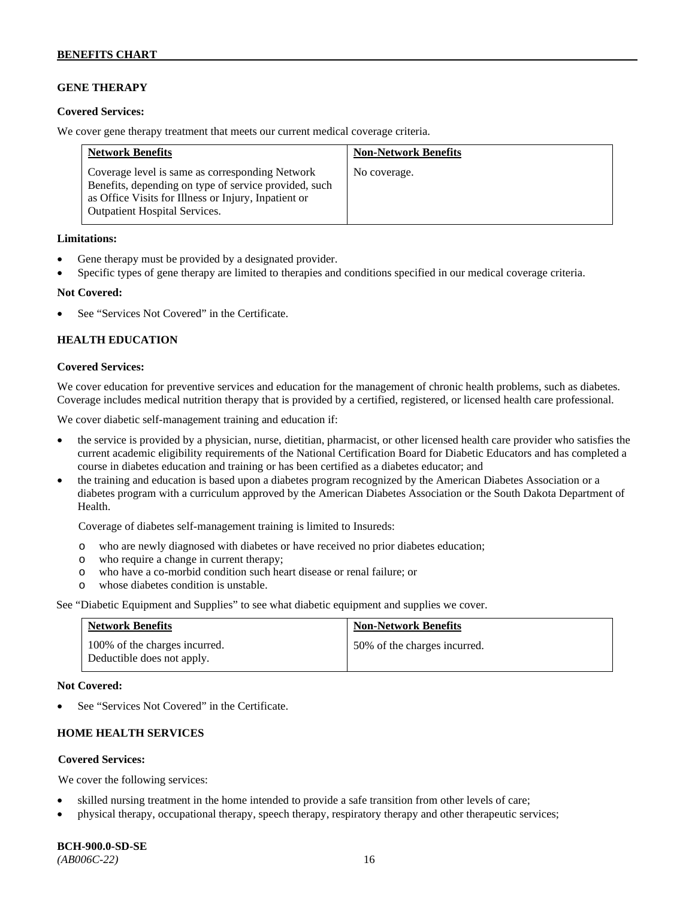## GENE THERAPY

**Covered Services:**

We cover gene therapy treatment that meets our current medical coverage criteria.

| Network Benefits | Non-Network Benefits |
|---|---|
| Coverage level is same as corresponding Network Benefits, depending on type of service provided, such as Office Visits for Illness or Injury, Inpatient or Outpatient Hospital Services. | No coverage. |

**Limitations:**

- Gene therapy must be provided by a designated provider.
- Specific types of gene therapy are limited to therapies and conditions specified in our medical coverage criteria.

**Not Covered:**

- See "Services Not Covered" in the Certificate.

## HEALTH EDUCATION

**Covered Services:**

We cover education for preventive services and education for the management of chronic health problems, such as diabetes. Coverage includes medical nutrition therapy that is provided by a certified, registered, or licensed health care professional.

We cover diabetic self-management training and education if:

- the service is provided by a physician, nurse, dietitian, pharmacist, or other licensed health care provider who satisfies the current academic eligibility requirements of the National Certification Board for Diabetic Educators and has completed a course in diabetes education and training or has been certified as a diabetes educator; and
- the training and education is based upon a diabetes program recognized by the American Diabetes Association or a diabetes program with a curriculum approved by the American Diabetes Association or the South Dakota Department of Health.

  Coverage of diabetes self-management training is limited to Insureds:

  - who are newly diagnosed with diabetes or have received no prior diabetes education;
  - who require a change in current therapy;
  - who have a co-morbid condition such heart disease or renal failure; or
  - whose diabetes condition is unstable.

See "Diabetic Equipment and Supplies" to see what diabetic equipment and supplies we cover.

| Network Benefits | Non-Network Benefits |
|---|---|
| 100% of the charges incurred. Deductible does not apply. | 50% of the charges incurred. |

**Not Covered:**

- See "Services Not Covered" in the Certificate.

## HOME HEALTH SERVICES

**Covered Services:**

We cover the following services:

- skilled nursing treatment in the home intended to provide a safe transition from other levels of care;
- physical therapy, occupational therapy, speech therapy, respiratory therapy and other therapeutic services;

**BCH-900.0-SD-SE**
*(AB006C-22)*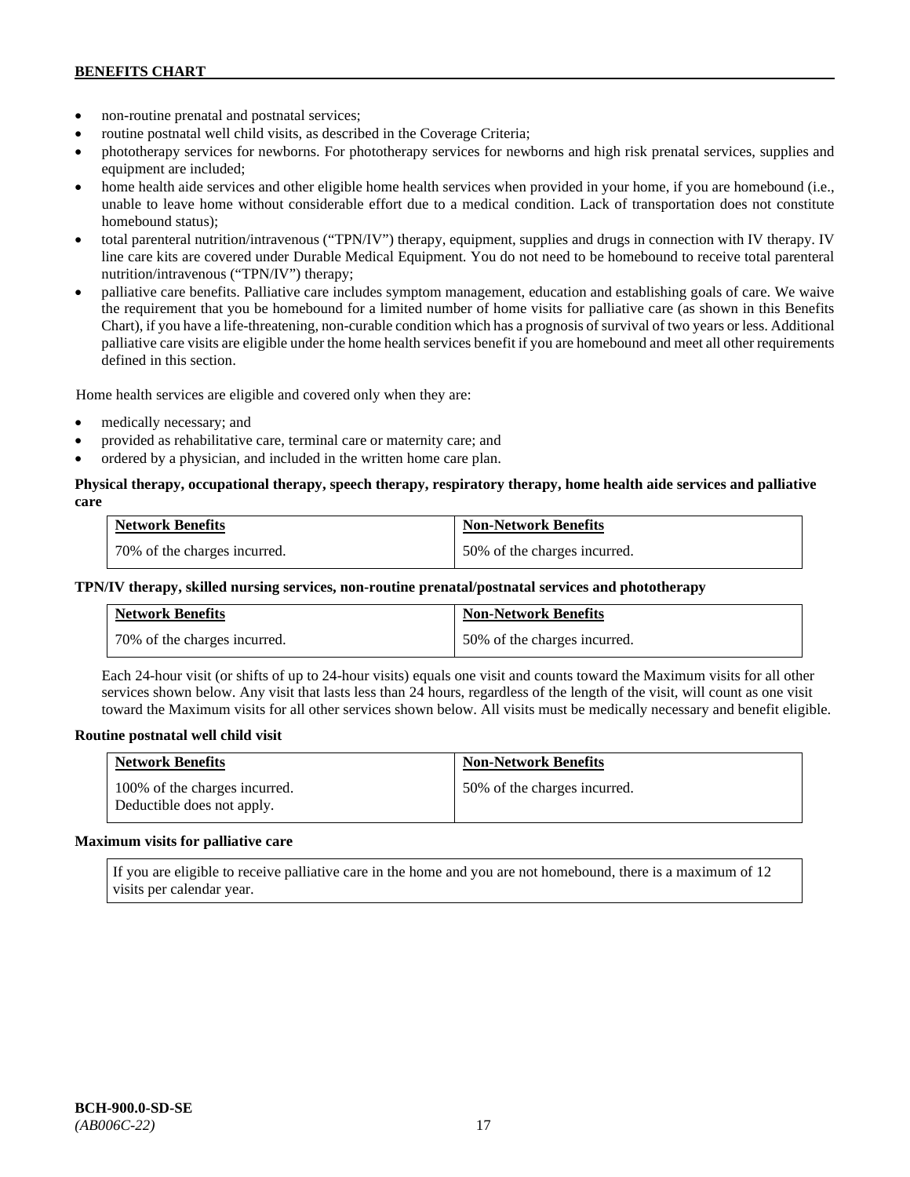- non-routine prenatal and postnatal services;
- routine postnatal well child visits, as described in the Coverage Criteria;
- phototherapy services for newborns. For phototherapy services for newborns and high risk prenatal services, supplies and equipment are included;
- home health aide services and other eligible home health services when provided in your home, if you are homebound (i.e., unable to leave home without considerable effort due to a medical condition. Lack of transportation does not constitute homebound status);
- total parenteral nutrition/intravenous ("TPN/IV") therapy, equipment, supplies and drugs in connection with IV therapy. IV line care kits are covered under Durable Medical Equipment. You do not need to be homebound to receive total parenteral nutrition/intravenous ("TPN/IV") therapy;
- palliative care benefits. Palliative care includes symptom management, education and establishing goals of care. We waive the requirement that you be homebound for a limited number of home visits for palliative care (as shown in this Benefits Chart), if you have a life-threatening, non-curable condition which has a prognosis of survival of two years or less. Additional palliative care visits are eligible under the home health services benefit if you are homebound and meet all other requirements defined in this section.

Home health services are eligible and covered only when they are:

- medically necessary; and
- provided as rehabilitative care, terminal care or maternity care; and
- ordered by a physician, and included in the written home care plan.

**Physical therapy, occupational therapy, speech therapy, respiratory therapy, home health aide services and palliative care**

| Network Benefits | Non-Network Benefits |
|---|---|
| 70% of the charges incurred. | 50% of the charges incurred. |

**TPN/IV therapy, skilled nursing services, non-routine prenatal/postnatal services and phototherapy**

| Network Benefits | Non-Network Benefits |
|---|---|
| 70% of the charges incurred. | 50% of the charges incurred. |

Each 24-hour visit (or shifts of up to 24-hour visits) equals one visit and counts toward the Maximum visits for all other services shown below. Any visit that lasts less than 24 hours, regardless of the length of the visit, will count as one visit toward the Maximum visits for all other services shown below. All visits must be medically necessary and benefit eligible.

**Routine postnatal well child visit**

| Network Benefits | Non-Network Benefits |
|---|---|
| 100% of the charges incurred. Deductible does not apply. | 50% of the charges incurred. |

**Maximum visits for palliative care**

| If you are eligible to receive palliative care in the home and you are not homebound, there is a maximum of 12 visits per calendar year. |
|---|

BCH-900.0-SD-SE
*(AB006C-22)*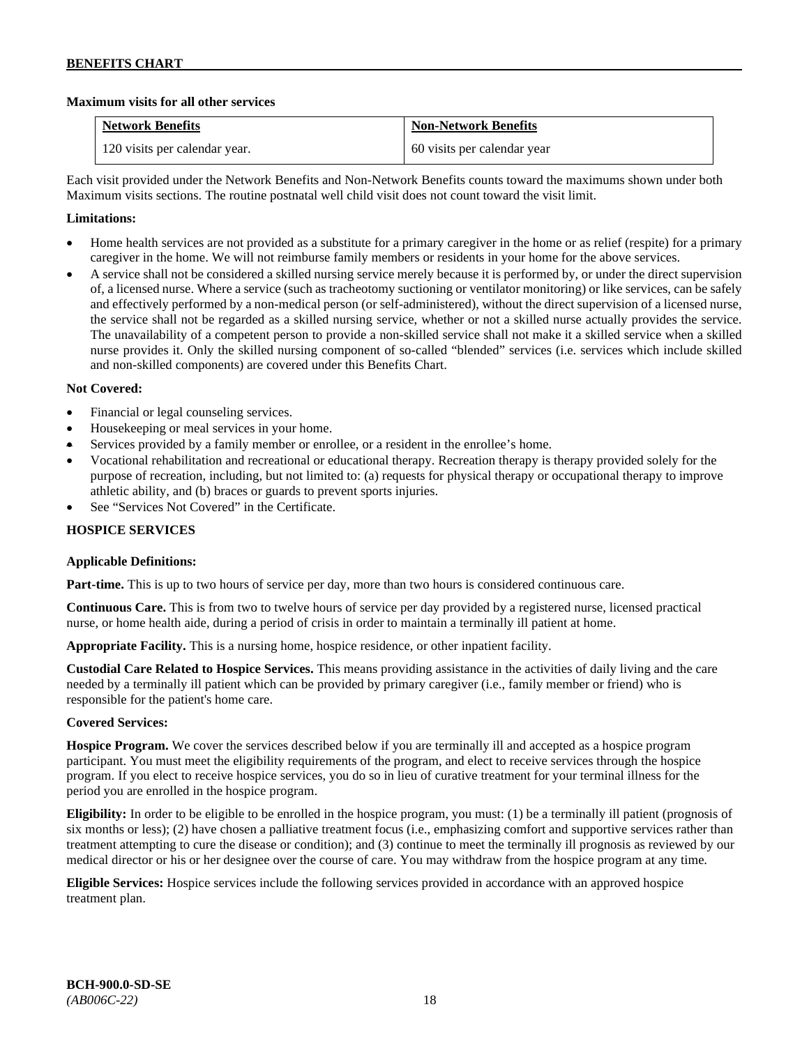**Maximum visits for all other services**

| Network Benefits | Non-Network Benefits |
| --- | --- |
| 120 visits per calendar year. | 60 visits per calendar year |

Each visit provided under the Network Benefits and Non-Network Benefits counts toward the maximums shown under both Maximum visits sections. The routine postnatal well child visit does not count toward the visit limit.

**Limitations:**

- Home health services are not provided as a substitute for a primary caregiver in the home or as relief (respite) for a primary caregiver in the home. We will not reimburse family members or residents in your home for the above services.
- A service shall not be considered a skilled nursing service merely because it is performed by, or under the direct supervision of, a licensed nurse. Where a service (such as tracheotomy suctioning or ventilator monitoring) or like services, can be safely and effectively performed by a non-medical person (or self-administered), without the direct supervision of a licensed nurse, the service shall not be regarded as a skilled nursing service, whether or not a skilled nurse actually provides the service. The unavailability of a competent person to provide a non-skilled service shall not make it a skilled service when a skilled nurse provides it. Only the skilled nursing component of so-called "blended" services (i.e. services which include skilled and non-skilled components) are covered under this Benefits Chart.

**Not Covered:**

- Financial or legal counseling services.
- Housekeeping or meal services in your home.
- Services provided by a family member or enrollee, or a resident in the enrollee's home.
- Vocational rehabilitation and recreational or educational therapy. Recreation therapy is therapy provided solely for the purpose of recreation, including, but not limited to: (a) requests for physical therapy or occupational therapy to improve athletic ability, and (b) braces or guards to prevent sports injuries.
- See "Services Not Covered" in the Certificate.

**HOSPICE SERVICES**

**Applicable Definitions:**

**Part-time.** This is up to two hours of service per day, more than two hours is considered continuous care.

**Continuous Care.** This is from two to twelve hours of service per day provided by a registered nurse, licensed practical nurse, or home health aide, during a period of crisis in order to maintain a terminally ill patient at home.

**Appropriate Facility.** This is a nursing home, hospice residence, or other inpatient facility.

**Custodial Care Related to Hospice Services.** This means providing assistance in the activities of daily living and the care needed by a terminally ill patient which can be provided by primary caregiver (i.e., family member or friend) who is responsible for the patient's home care.

**Covered Services:**

**Hospice Program.** We cover the services described below if you are terminally ill and accepted as a hospice program participant. You must meet the eligibility requirements of the program, and elect to receive services through the hospice program. If you elect to receive hospice services, you do so in lieu of curative treatment for your terminal illness for the period you are enrolled in the hospice program.

**Eligibility:** In order to be eligible to be enrolled in the hospice program, you must: (1) be a terminally ill patient (prognosis of six months or less); (2) have chosen a palliative treatment focus (i.e., emphasizing comfort and supportive services rather than treatment attempting to cure the disease or condition); and (3) continue to meet the terminally ill prognosis as reviewed by our medical director or his or her designee over the course of care. You may withdraw from the hospice program at any time.

**Eligible Services:** Hospice services include the following services provided in accordance with an approved hospice treatment plan.

**BCH-900.0-SD-SE**
*(AB006C-22)*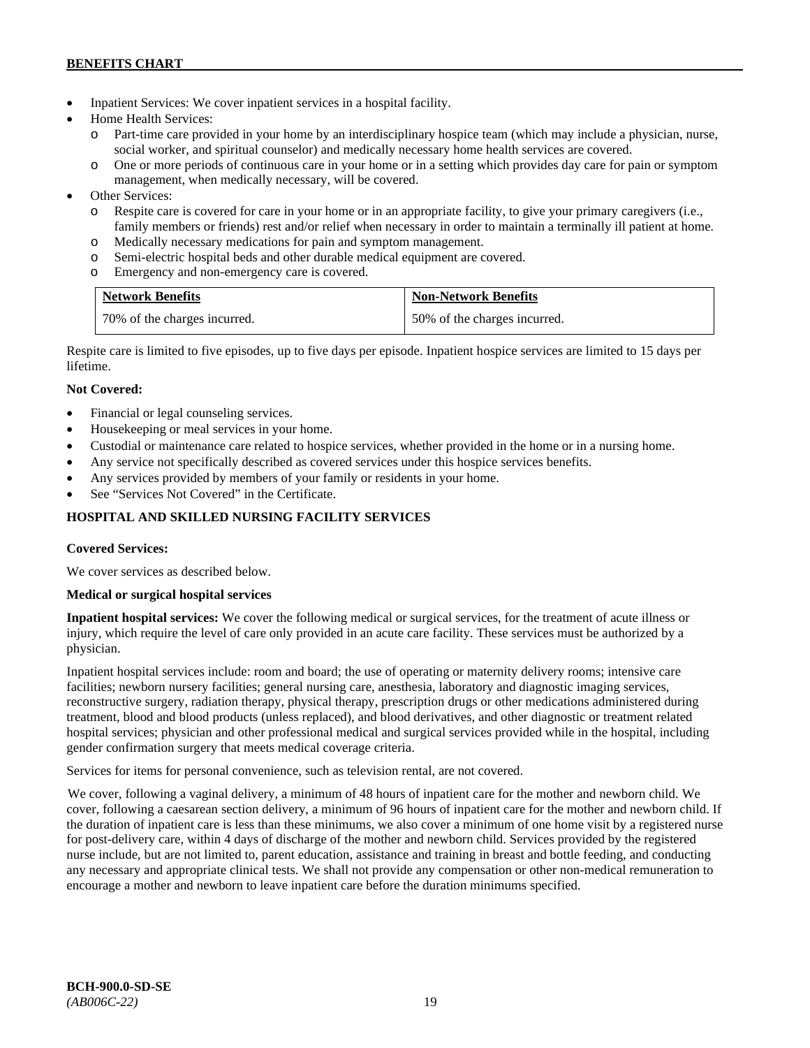- Inpatient Services: We cover inpatient services in a hospital facility.
- Home Health Services:
  - Part-time care provided in your home by an interdisciplinary hospice team (which may include a physician, nurse, social worker, and spiritual counselor) and medically necessary home health services are covered.
  - One or more periods of continuous care in your home or in a setting which provides day care for pain or symptom management, when medically necessary, will be covered.
- Other Services:
  - Respite care is covered for care in your home or in an appropriate facility, to give your primary caregivers (i.e., family members or friends) rest and/or relief when necessary in order to maintain a terminally ill patient at home.
  - Medically necessary medications for pain and symptom management.
  - Semi-electric hospital beds and other durable medical equipment are covered.
  - Emergency and non-emergency care is covered.

| Network Benefits | Non-Network Benefits |
|---|---|
| 70% of the charges incurred. | 50% of the charges incurred. |

Respite care is limited to five episodes, up to five days per episode. Inpatient hospice services are limited to 15 days per lifetime.

**Not Covered:**

- Financial or legal counseling services.
- Housekeeping or meal services in your home.
- Custodial or maintenance care related to hospice services, whether provided in the home or in a nursing home.
- Any service not specifically described as covered services under this hospice services benefits.
- Any services provided by members of your family or residents in your home.
- See "Services Not Covered" in the Certificate.

## HOSPITAL AND SKILLED NURSING FACILITY SERVICES

**Covered Services:**

We cover services as described below.

**Medical or surgical hospital services**

**Inpatient hospital services:** We cover the following medical or surgical services, for the treatment of acute illness or injury, which require the level of care only provided in an acute care facility. These services must be authorized by a physician.

Inpatient hospital services include: room and board; the use of operating or maternity delivery rooms; intensive care facilities; newborn nursery facilities; general nursing care, anesthesia, laboratory and diagnostic imaging services, reconstructive surgery, radiation therapy, physical therapy, prescription drugs or other medications administered during treatment, blood and blood products (unless replaced), and blood derivatives, and other diagnostic or treatment related hospital services; physician and other professional medical and surgical services provided while in the hospital, including gender confirmation surgery that meets medical coverage criteria.

Services for items for personal convenience, such as television rental, are not covered.

We cover, following a vaginal delivery, a minimum of 48 hours of inpatient care for the mother and newborn child. We cover, following a caesarean section delivery, a minimum of 96 hours of inpatient care for the mother and newborn child. If the duration of inpatient care is less than these minimums, we also cover a minimum of one home visit by a registered nurse for post-delivery care, within 4 days of discharge of the mother and newborn child. Services provided by the registered nurse include, but are not limited to, parent education, assistance and training in breast and bottle feeding, and conducting any necessary and appropriate clinical tests. We shall not provide any compensation or other non-medical remuneration to encourage a mother and newborn to leave inpatient care before the duration minimums specified.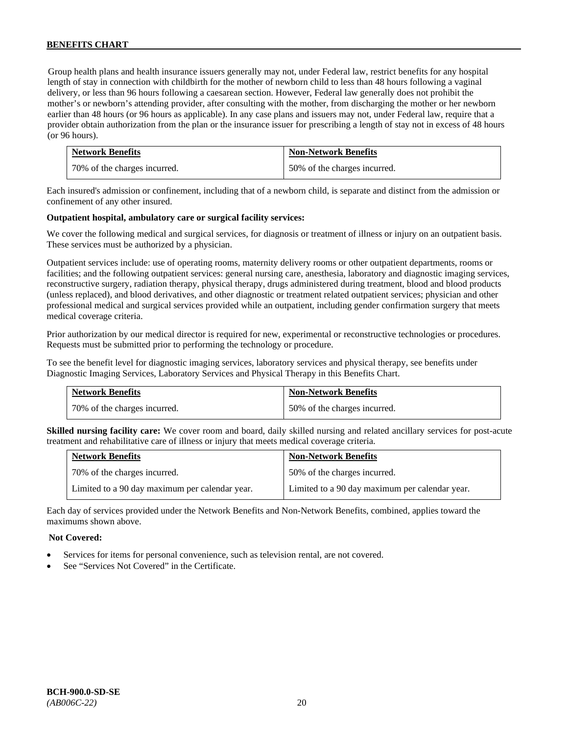Group health plans and health insurance issuers generally may not, under Federal law, restrict benefits for any hospital length of stay in connection with childbirth for the mother of newborn child to less than 48 hours following a vaginal delivery, or less than 96 hours following a caesarean section. However, Federal law generally does not prohibit the mother's or newborn's attending provider, after consulting with the mother, from discharging the mother or her newborn earlier than 48 hours (or 96 hours as applicable). In any case plans and issuers may not, under Federal law, require that a provider obtain authorization from the plan or the insurance issuer for prescribing a length of stay not in excess of 48 hours (or 96 hours).

| Network Benefits | Non-Network Benefits |
|---|---|
| 70% of the charges incurred. | 50% of the charges incurred. |

Each insured's admission or confinement, including that of a newborn child, is separate and distinct from the admission or confinement of any other insured.

**Outpatient hospital, ambulatory care or surgical facility services:**

We cover the following medical and surgical services, for diagnosis or treatment of illness or injury on an outpatient basis. These services must be authorized by a physician.

Outpatient services include: use of operating rooms, maternity delivery rooms or other outpatient departments, rooms or facilities; and the following outpatient services: general nursing care, anesthesia, laboratory and diagnostic imaging services, reconstructive surgery, radiation therapy, physical therapy, drugs administered during treatment, blood and blood products (unless replaced), and blood derivatives, and other diagnostic or treatment related outpatient services; physician and other professional medical and surgical services provided while an outpatient, including gender confirmation surgery that meets medical coverage criteria.

Prior authorization by our medical director is required for new, experimental or reconstructive technologies or procedures. Requests must be submitted prior to performing the technology or procedure.

To see the benefit level for diagnostic imaging services, laboratory services and physical therapy, see benefits under Diagnostic Imaging Services, Laboratory Services and Physical Therapy in this Benefits Chart.

| Network Benefits | Non-Network Benefits |
|---|---|
| 70% of the charges incurred. | 50% of the charges incurred. |

**Skilled nursing facility care:** We cover room and board, daily skilled nursing and related ancillary services for post-acute treatment and rehabilitative care of illness or injury that meets medical coverage criteria.

| Network Benefits | Non-Network Benefits |
|---|---|
| 70% of the charges incurred. | 50% of the charges incurred. |
| Limited to a 90 day maximum per calendar year. | Limited to a 90 day maximum per calendar year. |

Each day of services provided under the Network Benefits and Non-Network Benefits, combined, applies toward the maximums shown above.

**Not Covered:**

- Services for items for personal convenience, such as television rental, are not covered.
- See "Services Not Covered" in the Certificate.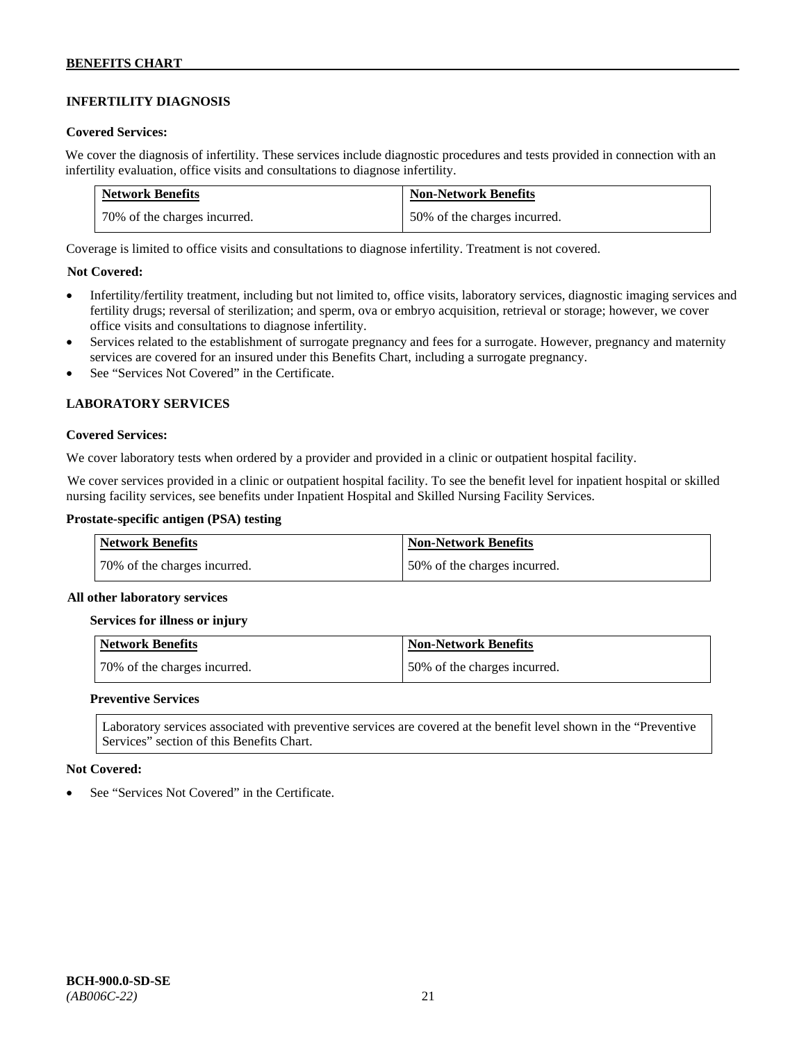## INFERTILITY DIAGNOSIS

**Covered Services:**

We cover the diagnosis of infertility. These services include diagnostic procedures and tests provided in connection with an infertility evaluation, office visits and consultations to diagnose infertility.

| Network Benefits | Non-Network Benefits |
|---|---|
| 70% of the charges incurred. | 50% of the charges incurred. |

Coverage is limited to office visits and consultations to diagnose infertility. Treatment is not covered.

**Not Covered:**

- Infertility/fertility treatment, including but not limited to, office visits, laboratory services, diagnostic imaging services and fertility drugs; reversal of sterilization; and sperm, ova or embryo acquisition, retrieval or storage; however, we cover office visits and consultations to diagnose infertility.
- Services related to the establishment of surrogate pregnancy and fees for a surrogate. However, pregnancy and maternity services are covered for an insured under this Benefits Chart, including a surrogate pregnancy.
- See "Services Not Covered" in the Certificate.

## LABORATORY SERVICES

**Covered Services:**

We cover laboratory tests when ordered by a provider and provided in a clinic or outpatient hospital facility.

We cover services provided in a clinic or outpatient hospital facility. To see the benefit level for inpatient hospital or skilled nursing facility services, see benefits under Inpatient Hospital and Skilled Nursing Facility Services.

**Prostate-specific antigen (PSA) testing**

| Network Benefits | Non-Network Benefits |
|---|---|
| 70% of the charges incurred. | 50% of the charges incurred. |

**All other laboratory services**

**Services for illness or injury**

| Network Benefits | Non-Network Benefits |
|---|---|
| 70% of the charges incurred. | 50% of the charges incurred. |

**Preventive Services**

Laboratory services associated with preventive services are covered at the benefit level shown in the "Preventive Services" section of this Benefits Chart.

**Not Covered:**

- See "Services Not Covered" in the Certificate.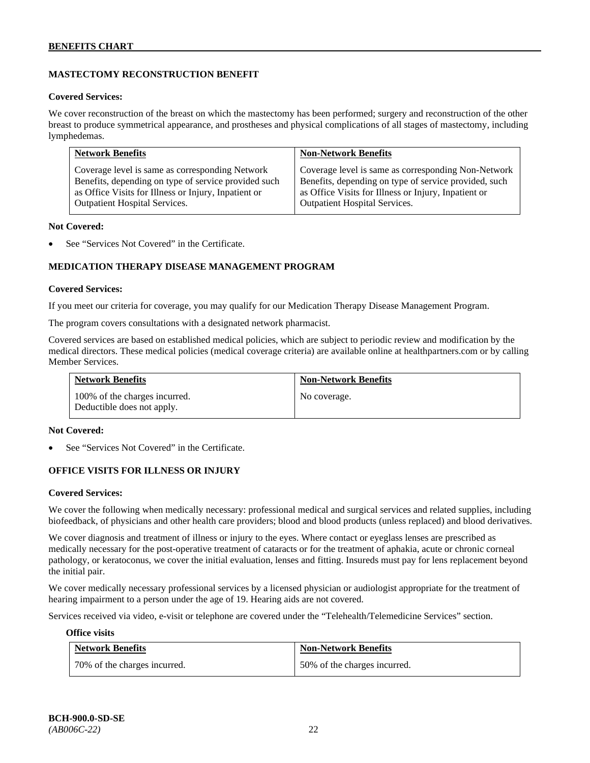## MASTECTOMY RECONSTRUCTION BENEFIT

**Covered Services:**

We cover reconstruction of the breast on which the mastectomy has been performed; surgery and reconstruction of the other breast to produce symmetrical appearance, and prostheses and physical complications of all stages of mastectomy, including lymphedemas.

| Network Benefits | Non-Network Benefits |
|---|---|
| Coverage level is same as corresponding Network Benefits, depending on type of service provided such as Office Visits for Illness or Injury, Inpatient or Outpatient Hospital Services. | Coverage level is same as corresponding Non-Network Benefits, depending on type of service provided, such as Office Visits for Illness or Injury, Inpatient or Outpatient Hospital Services. |

**Not Covered:**

- See "Services Not Covered" in the Certificate.

## MEDICATION THERAPY DISEASE MANAGEMENT PROGRAM

**Covered Services:**

If you meet our criteria for coverage, you may qualify for our Medication Therapy Disease Management Program.

The program covers consultations with a designated network pharmacist.

Covered services are based on established medical policies, which are subject to periodic review and modification by the medical directors. These medical policies (medical coverage criteria) are available online at healthpartners.com or by calling Member Services.

| Network Benefits | Non-Network Benefits |
|---|---|
| 100% of the charges incurred. Deductible does not apply. | No coverage. |

**Not Covered:**

- See "Services Not Covered" in the Certificate.

## OFFICE VISITS FOR ILLNESS OR INJURY

**Covered Services:**

We cover the following when medically necessary: professional medical and surgical services and related supplies, including biofeedback, of physicians and other health care providers; blood and blood products (unless replaced) and blood derivatives.

We cover diagnosis and treatment of illness or injury to the eyes. Where contact or eyeglass lenses are prescribed as medically necessary for the post-operative treatment of cataracts or for the treatment of aphakia, acute or chronic corneal pathology, or keratoconus, we cover the initial evaluation, lenses and fitting. Insureds must pay for lens replacement beyond the initial pair.

We cover medically necessary professional services by a licensed physician or audiologist appropriate for the treatment of hearing impairment to a person under the age of 19. Hearing aids are not covered.

Services received via video, e-visit or telephone are covered under the "Telehealth/Telemedicine Services" section.

**Office visits**

| Network Benefits | Non-Network Benefits |
|---|---|
| 70% of the charges incurred. | 50% of the charges incurred. |

**BCH-900.0-SD-SE**
*(AB006C-22)*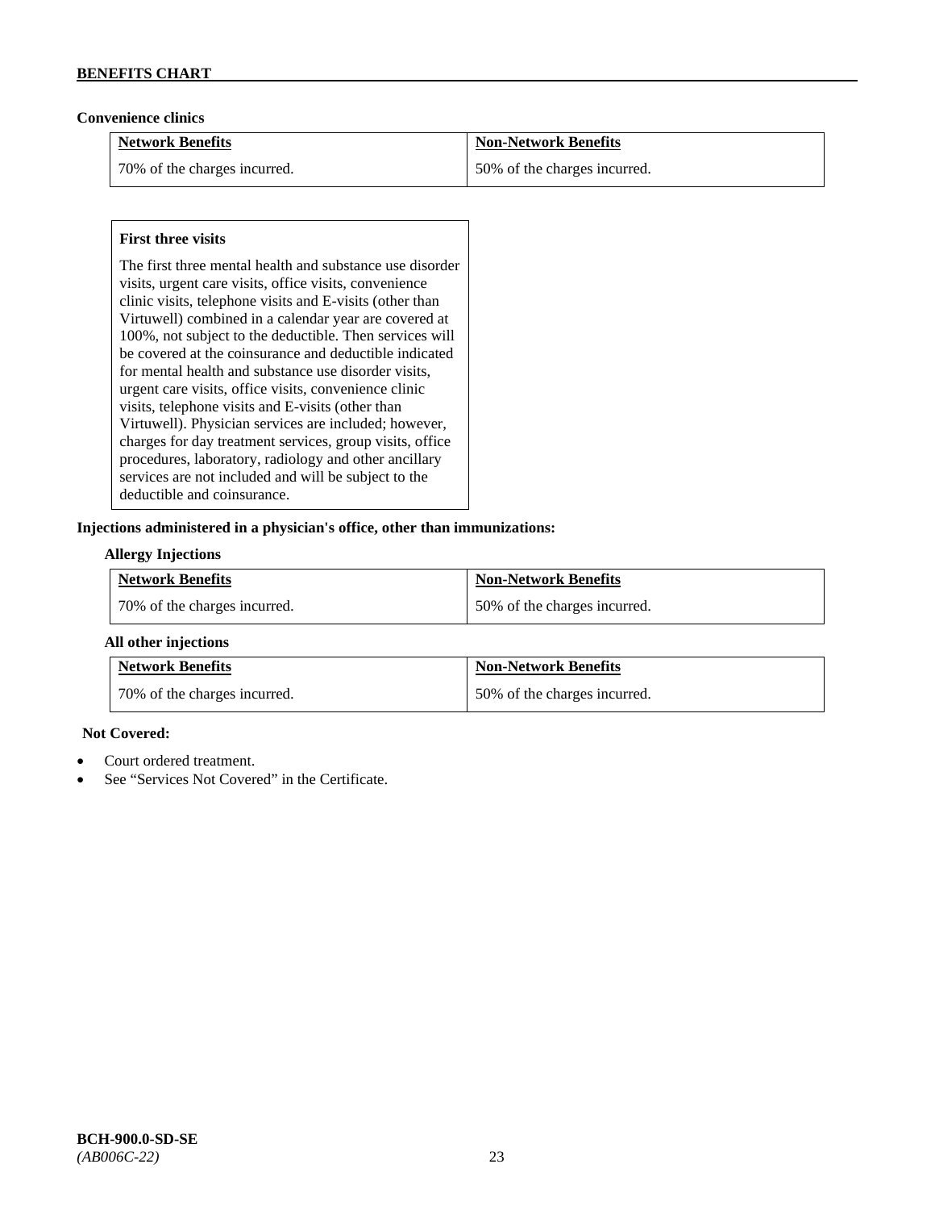**Convenience clinics**

| Network Benefits | Non-Network Benefits |
| --- | --- |
| 70% of the charges incurred. | 50% of the charges incurred. |

**First three visits**

The first three mental health and substance use disorder visits, urgent care visits, office visits, convenience clinic visits, telephone visits and E-visits (other than Virtuwell) combined in a calendar year are covered at 100%, not subject to the deductible. Then services will be covered at the coinsurance and deductible indicated for mental health and substance use disorder visits, urgent care visits, office visits, convenience clinic visits, telephone visits and E-visits (other than Virtuwell). Physician services are included; however, charges for day treatment services, group visits, office procedures, laboratory, radiology and other ancillary services are not included and will be subject to the deductible and coinsurance.

**Injections administered in a physician's office, other than immunizations:**

**Allergy Injections**

| Network Benefits | Non-Network Benefits |
| --- | --- |
| 70% of the charges incurred. | 50% of the charges incurred. |

**All other injections**

| Network Benefits | Non-Network Benefits |
| --- | --- |
| 70% of the charges incurred. | 50% of the charges incurred. |

**Not Covered:**

- Court ordered treatment.
- See "Services Not Covered" in the Certificate.

**BCH-900.0-SD-SE**
*(AB006C-22)*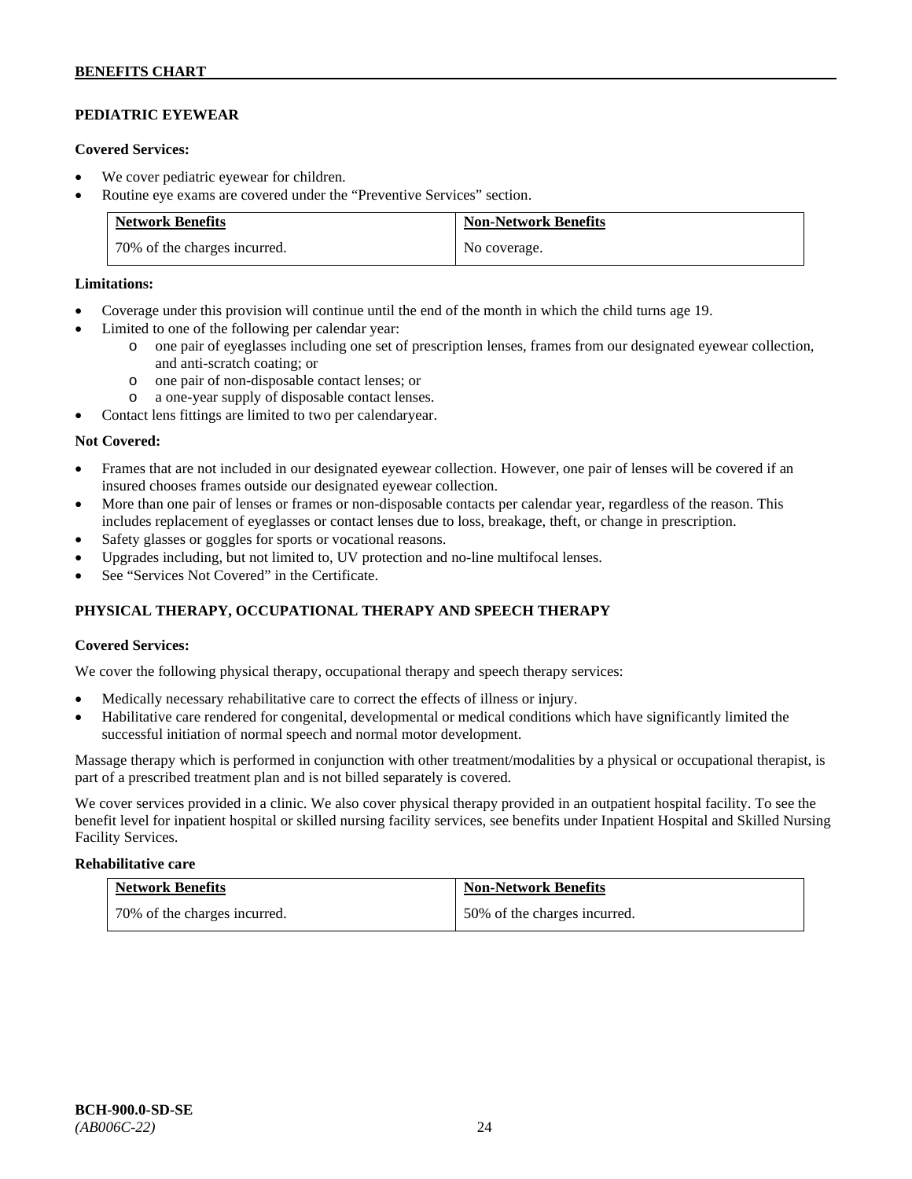## PEDIATRIC EYEWEAR

**Covered Services:**

- We cover pediatric eyewear for children.
- Routine eye exams are covered under the "Preventive Services" section.

| Network Benefits | Non-Network Benefits |
| --- | --- |
| 70% of the charges incurred. | No coverage. |

**Limitations:**

- Coverage under this provision will continue until the end of the month in which the child turns age 19.
- Limited to one of the following per calendar year:
  - o one pair of eyeglasses including one set of prescription lenses, frames from our designated eyewear collection, and anti-scratch coating; or
  - o one pair of non-disposable contact lenses; or
  - o a one-year supply of disposable contact lenses.
- Contact lens fittings are limited to two per calendaryear.

**Not Covered:**

- Frames that are not included in our designated eyewear collection. However, one pair of lenses will be covered if an insured chooses frames outside our designated eyewear collection.
- More than one pair of lenses or frames or non-disposable contacts per calendar year, regardless of the reason. This includes replacement of eyeglasses or contact lenses due to loss, breakage, theft, or change in prescription.
- Safety glasses or goggles for sports or vocational reasons.
- Upgrades including, but not limited to, UV protection and no-line multifocal lenses.
- See "Services Not Covered" in the Certificate.

## PHYSICAL THERAPY, OCCUPATIONAL THERAPY AND SPEECH THERAPY

**Covered Services:**

We cover the following physical therapy, occupational therapy and speech therapy services:

- Medically necessary rehabilitative care to correct the effects of illness or injury.
- Habilitative care rendered for congenital, developmental or medical conditions which have significantly limited the successful initiation of normal speech and normal motor development.

Massage therapy which is performed in conjunction with other treatment/modalities by a physical or occupational therapist, is part of a prescribed treatment plan and is not billed separately is covered.

We cover services provided in a clinic. We also cover physical therapy provided in an outpatient hospital facility. To see the benefit level for inpatient hospital or skilled nursing facility services, see benefits under Inpatient Hospital and Skilled Nursing Facility Services.

**Rehabilitative care**

| Network Benefits | Non-Network Benefits |
| --- | --- |
| 70% of the charges incurred. | 50% of the charges incurred. |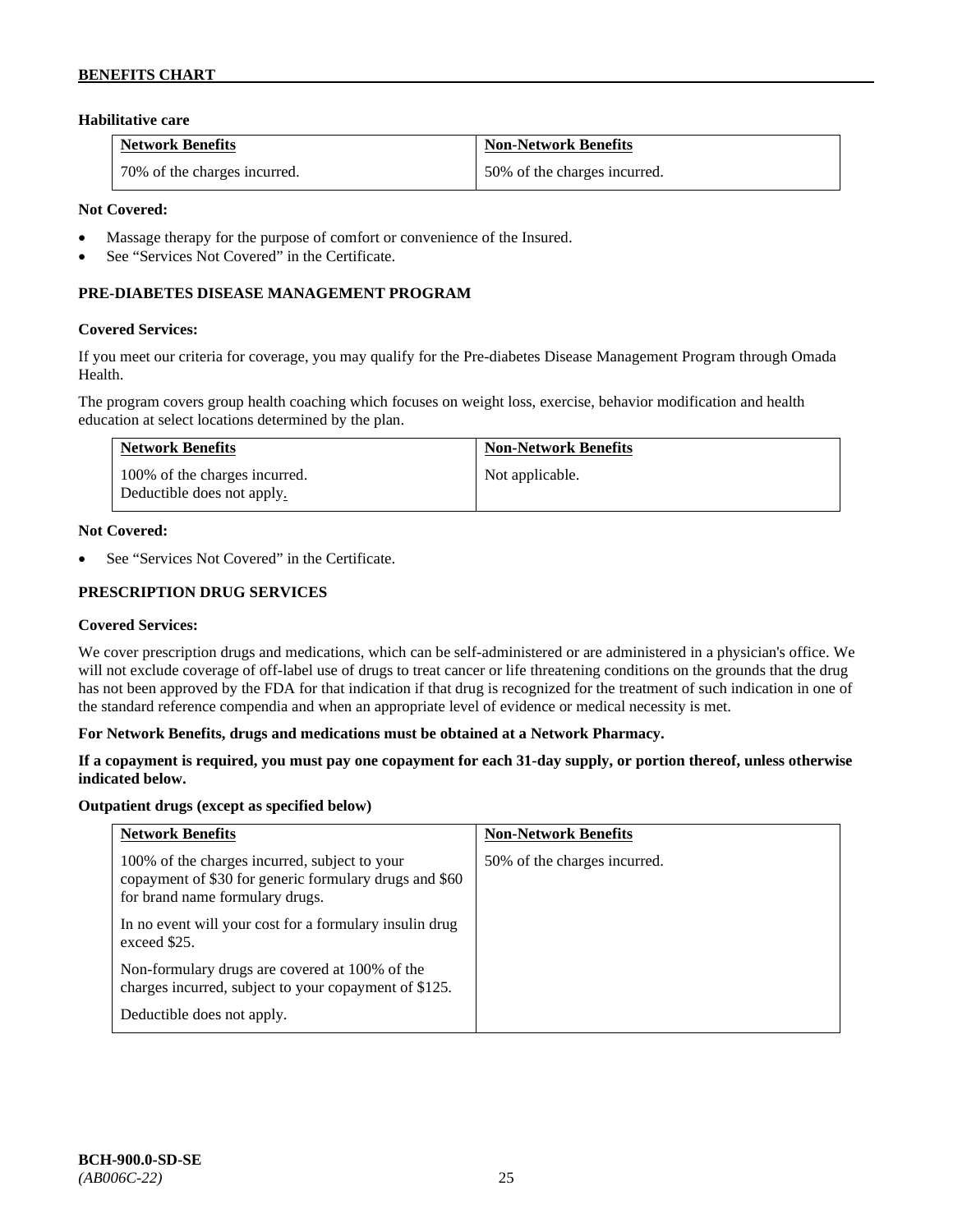### Habilitative care

| Network Benefits | Non-Network Benefits |
| --- | --- |
| 70% of the charges incurred. | 50% of the charges incurred. |

**Not Covered:**

- Massage therapy for the purpose of comfort or convenience of the Insured.
- See "Services Not Covered" in the Certificate.

## PRE-DIABETES DISEASE MANAGEMENT PROGRAM

**Covered Services:**

If you meet our criteria for coverage, you may qualify for the Pre-diabetes Disease Management Program through Omada Health.

The program covers group health coaching which focuses on weight loss, exercise, behavior modification and health education at select locations determined by the plan.

| Network Benefits | Non-Network Benefits |
| --- | --- |
| 100% of the charges incurred. Deductible does not apply. | Not applicable. |

**Not Covered:**

- See "Services Not Covered" in the Certificate.

## PRESCRIPTION DRUG SERVICES

**Covered Services:**

We cover prescription drugs and medications, which can be self-administered or are administered in a physician's office. We will not exclude coverage of off-label use of drugs to treat cancer or life threatening conditions on the grounds that the drug has not been approved by the FDA for that indication if that drug is recognized for the treatment of such indication in one of the standard reference compendia and when an appropriate level of evidence or medical necessity is met.

**For Network Benefits, drugs and medications must be obtained at a Network Pharmacy.**

**If a copayment is required, you must pay one copayment for each 31-day supply, or portion thereof, unless otherwise indicated below.**

**Outpatient drugs (except as specified below)**

| Network Benefits | Non-Network Benefits |
| --- | --- |
| 100% of the charges incurred, subject to your copayment of $30 for generic formulary drugs and $60 for brand name formulary drugs.<br><br>In no event will your cost for a formulary insulin drug exceed $25.<br><br>Non-formulary drugs are covered at 100% of the charges incurred, subject to your copayment of $125.<br><br>Deductible does not apply. | 50% of the charges incurred. |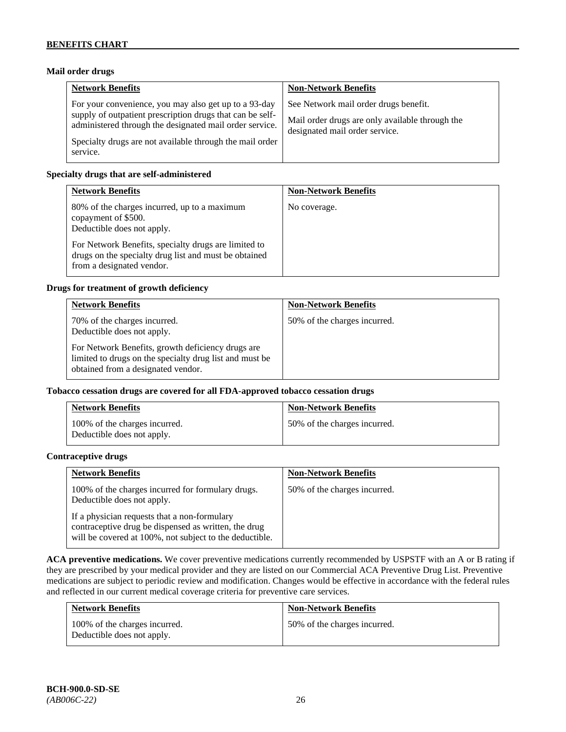**Mail order drugs**

| Network Benefits | Non-Network Benefits |
|---|---|
| For your convenience, you may also get up to a 93-day supply of outpatient prescription drugs that can be self-administered through the designated mail order service.<br><br>Specialty drugs are not available through the mail order service. | See Network mail order drugs benefit.<br><br>Mail order drugs are only available through the designated mail order service. |

**Specialty drugs that are self-administered**

| Network Benefits | Non-Network Benefits |
|---|---|
| 80% of the charges incurred, up to a maximum copayment of $500.<br>Deductible does not apply.<br><br>For Network Benefits, specialty drugs are limited to drugs on the specialty drug list and must be obtained from a designated vendor. | No coverage. |

**Drugs for treatment of growth deficiency**

| Network Benefits | Non-Network Benefits |
|---|---|
| 70% of the charges incurred.<br>Deductible does not apply.<br><br>For Network Benefits, growth deficiency drugs are limited to drugs on the specialty drug list and must be obtained from a designated vendor. | 50% of the charges incurred. |

**Tobacco cessation drugs are covered for all FDA-approved tobacco cessation drugs**

| Network Benefits | Non-Network Benefits |
|---|---|
| 100% of the charges incurred.<br>Deductible does not apply. | 50% of the charges incurred. |

**Contraceptive drugs**

| Network Benefits | Non-Network Benefits |
|---|---|
| 100% of the charges incurred for formulary drugs.<br>Deductible does not apply.<br><br>If a physician requests that a non-formulary contraceptive drug be dispensed as written, the drug will be covered at 100%, not subject to the deductible. | 50% of the charges incurred. |

**ACA preventive medications.** We cover preventive medications currently recommended by USPSTF with an A or B rating if they are prescribed by your medical provider and they are listed on our Commercial ACA Preventive Drug List. Preventive medications are subject to periodic review and modification. Changes would be effective in accordance with the federal rules and reflected in our current medical coverage criteria for preventive care services.

| Network Benefits | Non-Network Benefits |
|---|---|
| 100% of the charges incurred.<br>Deductible does not apply. | 50% of the charges incurred. |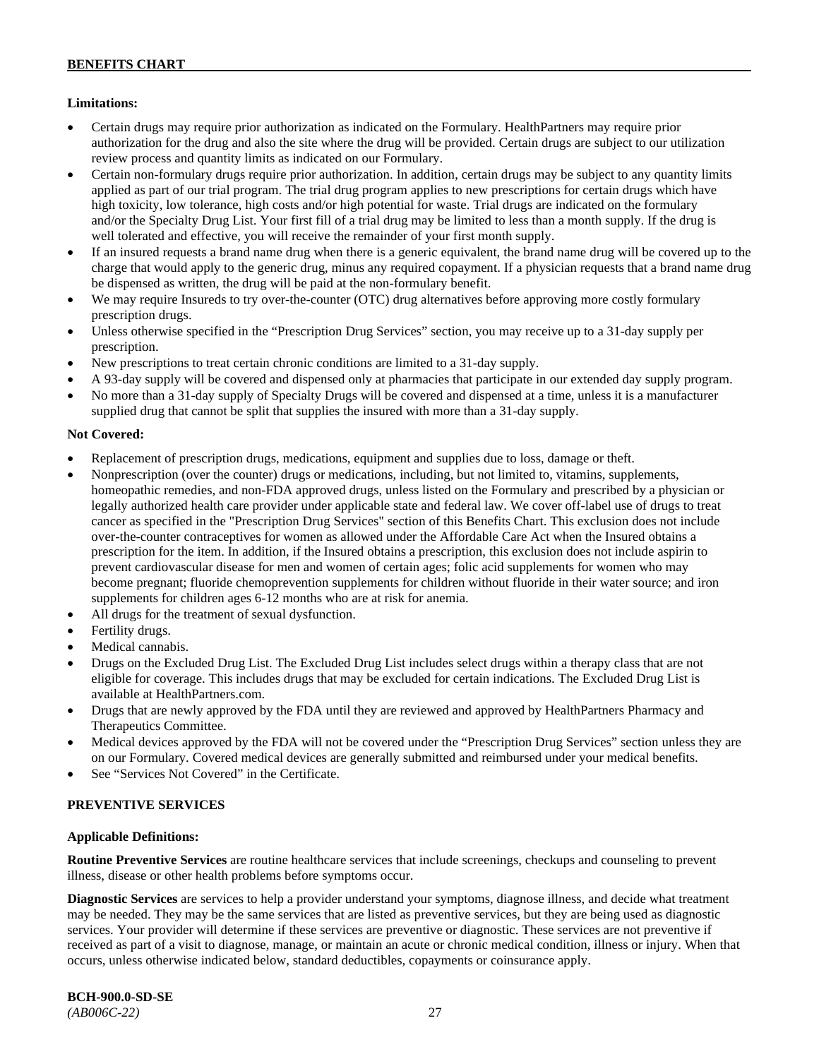**Limitations:**

- Certain drugs may require prior authorization as indicated on the Formulary. HealthPartners may require prior authorization for the drug and also the site where the drug will be provided. Certain drugs are subject to our utilization review process and quantity limits as indicated on our Formulary.
- Certain non-formulary drugs require prior authorization. In addition, certain drugs may be subject to any quantity limits applied as part of our trial program. The trial drug program applies to new prescriptions for certain drugs which have high toxicity, low tolerance, high costs and/or high potential for waste. Trial drugs are indicated on the formulary and/or the Specialty Drug List. Your first fill of a trial drug may be limited to less than a month supply. If the drug is well tolerated and effective, you will receive the remainder of your first month supply.
- If an insured requests a brand name drug when there is a generic equivalent, the brand name drug will be covered up to the charge that would apply to the generic drug, minus any required copayment. If a physician requests that a brand name drug be dispensed as written, the drug will be paid at the non-formulary benefit.
- We may require Insureds to try over-the-counter (OTC) drug alternatives before approving more costly formulary prescription drugs.
- Unless otherwise specified in the "Prescription Drug Services" section, you may receive up to a 31-day supply per prescription.
- New prescriptions to treat certain chronic conditions are limited to a 31-day supply.
- A 93-day supply will be covered and dispensed only at pharmacies that participate in our extended day supply program.
- No more than a 31-day supply of Specialty Drugs will be covered and dispensed at a time, unless it is a manufacturer supplied drug that cannot be split that supplies the insured with more than a 31-day supply.

**Not Covered:**

- Replacement of prescription drugs, medications, equipment and supplies due to loss, damage or theft.
- Nonprescription (over the counter) drugs or medications, including, but not limited to, vitamins, supplements, homeopathic remedies, and non-FDA approved drugs, unless listed on the Formulary and prescribed by a physician or legally authorized health care provider under applicable state and federal law. We cover off-label use of drugs to treat cancer as specified in the "Prescription Drug Services" section of this Benefits Chart. This exclusion does not include over-the-counter contraceptives for women as allowed under the Affordable Care Act when the Insured obtains a prescription for the item. In addition, if the Insured obtains a prescription, this exclusion does not include aspirin to prevent cardiovascular disease for men and women of certain ages; folic acid supplements for women who may become pregnant; fluoride chemoprevention supplements for children without fluoride in their water source; and iron supplements for children ages 6-12 months who are at risk for anemia.
- All drugs for the treatment of sexual dysfunction.
- Fertility drugs.
- Medical cannabis.
- Drugs on the Excluded Drug List. The Excluded Drug List includes select drugs within a therapy class that are not eligible for coverage. This includes drugs that may be excluded for certain indications. The Excluded Drug List is available at HealthPartners.com.
- Drugs that are newly approved by the FDA until they are reviewed and approved by HealthPartners Pharmacy and Therapeutics Committee.
- Medical devices approved by the FDA will not be covered under the "Prescription Drug Services" section unless they are on our Formulary. Covered medical devices are generally submitted and reimbursed under your medical benefits.
- See "Services Not Covered" in the Certificate.

## PREVENTIVE SERVICES

**Applicable Definitions:**

**Routine Preventive Services** are routine healthcare services that include screenings, checkups and counseling to prevent illness, disease or other health problems before symptoms occur.

**Diagnostic Services** are services to help a provider understand your symptoms, diagnose illness, and decide what treatment may be needed. They may be the same services that are listed as preventive services, but they are being used as diagnostic services. Your provider will determine if these services are preventive or diagnostic. These services are not preventive if received as part of a visit to diagnose, manage, or maintain an acute or chronic medical condition, illness or injury. When that occurs, unless otherwise indicated below, standard deductibles, copayments or coinsurance apply.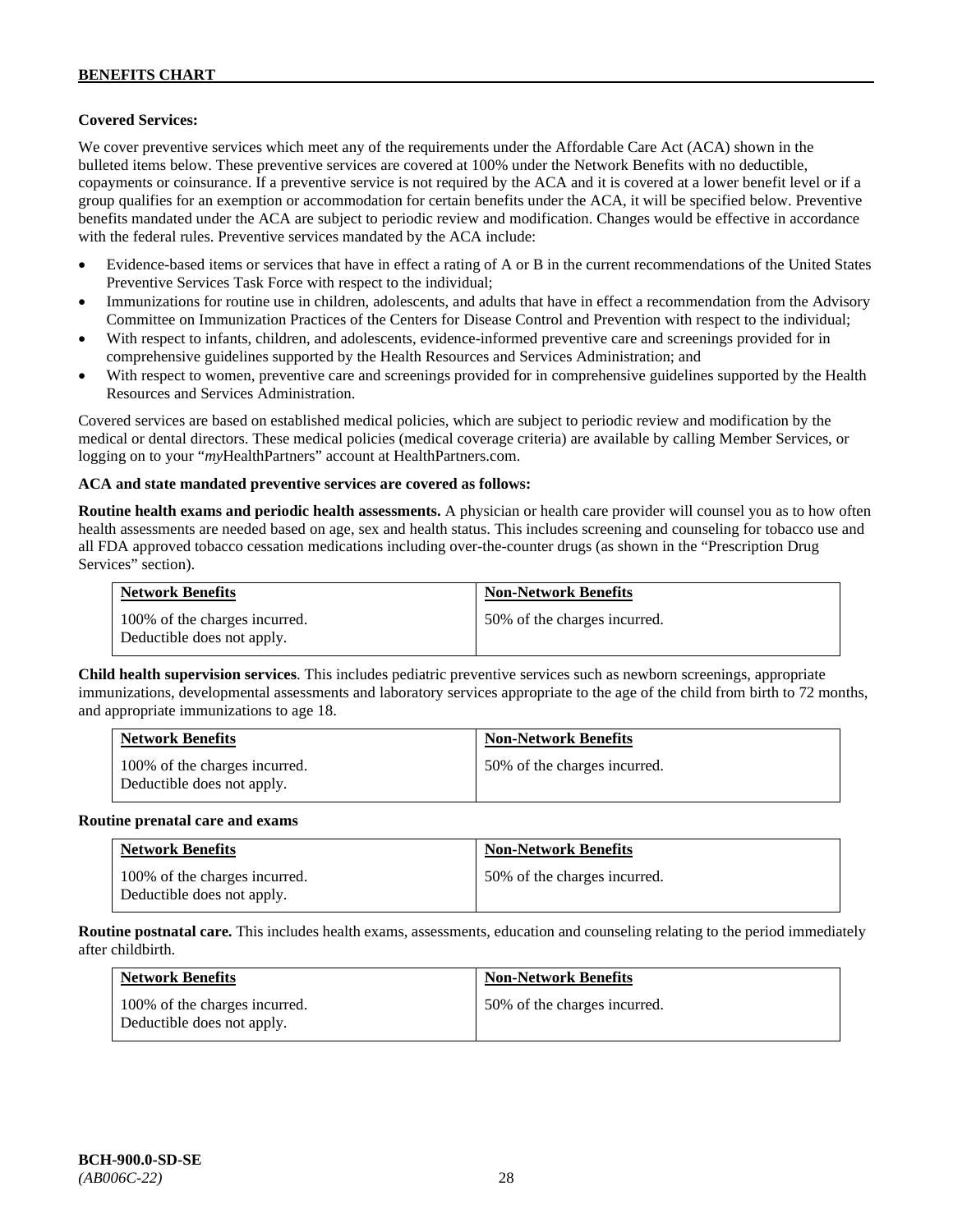**Covered Services:**

We cover preventive services which meet any of the requirements under the Affordable Care Act (ACA) shown in the bulleted items below. These preventive services are covered at 100% under the Network Benefits with no deductible, copayments or coinsurance. If a preventive service is not required by the ACA and it is covered at a lower benefit level or if a group qualifies for an exemption or accommodation for certain benefits under the ACA, it will be specified below. Preventive benefits mandated under the ACA are subject to periodic review and modification. Changes would be effective in accordance with the federal rules. Preventive services mandated by the ACA include:

- Evidence-based items or services that have in effect a rating of A or B in the current recommendations of the United States Preventive Services Task Force with respect to the individual;
- Immunizations for routine use in children, adolescents, and adults that have in effect a recommendation from the Advisory Committee on Immunization Practices of the Centers for Disease Control and Prevention with respect to the individual;
- With respect to infants, children, and adolescents, evidence-informed preventive care and screenings provided for in comprehensive guidelines supported by the Health Resources and Services Administration; and
- With respect to women, preventive care and screenings provided for in comprehensive guidelines supported by the Health Resources and Services Administration.

Covered services are based on established medical policies, which are subject to periodic review and modification by the medical or dental directors. These medical policies (medical coverage criteria) are available by calling Member Services, or logging on to your "*my*HealthPartners" account at HealthPartners.com.

**ACA and state mandated preventive services are covered as follows:**

**Routine health exams and periodic health assessments.** A physician or health care provider will counsel you as to how often health assessments are needed based on age, sex and health status. This includes screening and counseling for tobacco use and all FDA approved tobacco cessation medications including over-the-counter drugs (as shown in the "Prescription Drug Services" section).

| Network Benefits | Non-Network Benefits |
|---|---|
| 100% of the charges incurred. Deductible does not apply. | 50% of the charges incurred. |

**Child health supervision services**. This includes pediatric preventive services such as newborn screenings, appropriate immunizations, developmental assessments and laboratory services appropriate to the age of the child from birth to 72 months, and appropriate immunizations to age 18.

| Network Benefits | Non-Network Benefits |
|---|---|
| 100% of the charges incurred. Deductible does not apply. | 50% of the charges incurred. |

**Routine prenatal care and exams**

| Network Benefits | Non-Network Benefits |
|---|---|
| 100% of the charges incurred. Deductible does not apply. | 50% of the charges incurred. |

**Routine postnatal care.** This includes health exams, assessments, education and counseling relating to the period immediately after childbirth.

| Network Benefits | Non-Network Benefits |
|---|---|
| 100% of the charges incurred. Deductible does not apply. | 50% of the charges incurred. |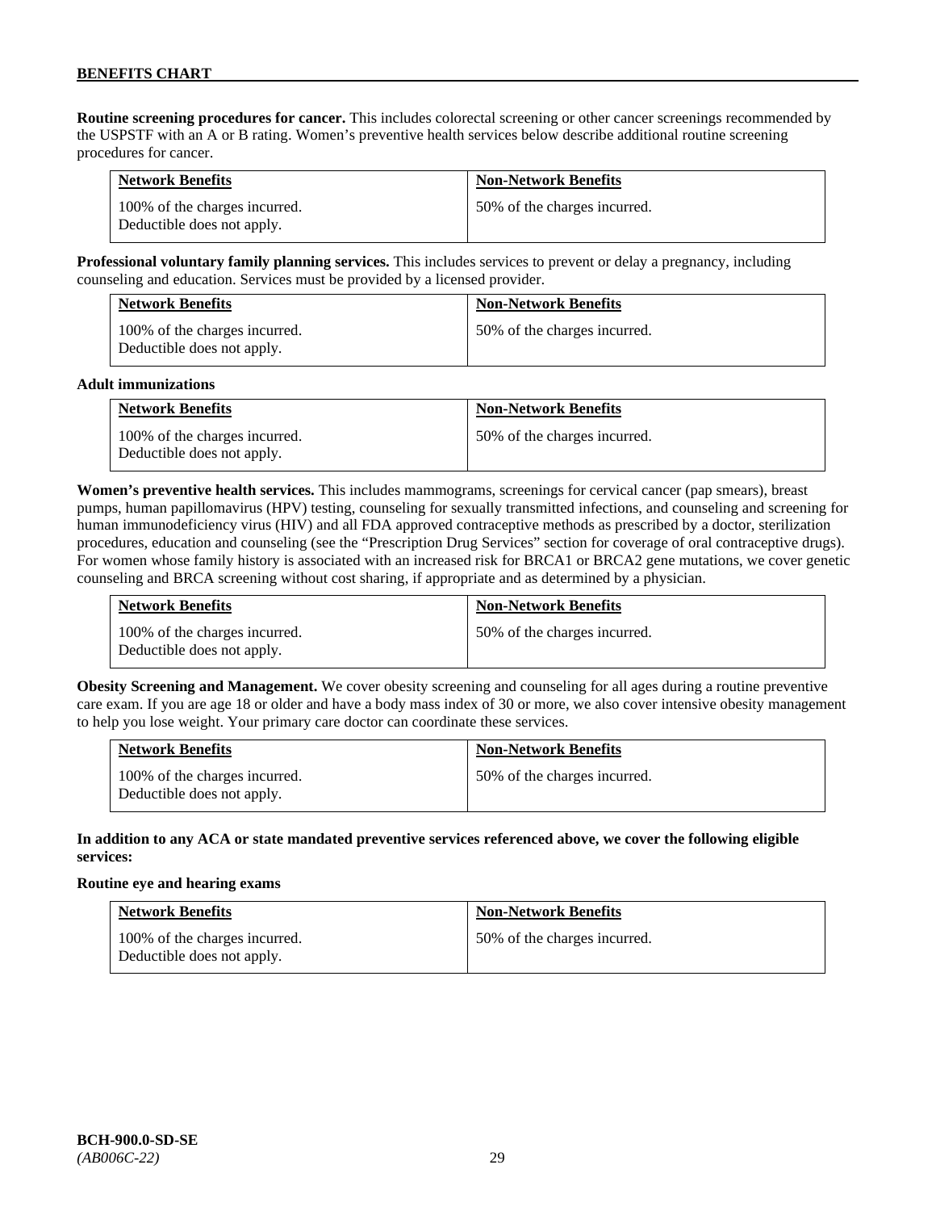**Routine screening procedures for cancer.** This includes colorectal screening or other cancer screenings recommended by the USPSTF with an A or B rating. Women's preventive health services below describe additional routine screening procedures for cancer.

| Network Benefits | Non-Network Benefits |
|---|---|
| 100% of the charges incurred. Deductible does not apply. | 50% of the charges incurred. |

**Professional voluntary family planning services.** This includes services to prevent or delay a pregnancy, including counseling and education. Services must be provided by a licensed provider.

| Network Benefits | Non-Network Benefits |
|---|---|
| 100% of the charges incurred. Deductible does not apply. | 50% of the charges incurred. |

**Adult immunizations**

| Network Benefits | Non-Network Benefits |
|---|---|
| 100% of the charges incurred. Deductible does not apply. | 50% of the charges incurred. |

**Women's preventive health services.** This includes mammograms, screenings for cervical cancer (pap smears), breast pumps, human papillomavirus (HPV) testing, counseling for sexually transmitted infections, and counseling and screening for human immunodeficiency virus (HIV) and all FDA approved contraceptive methods as prescribed by a doctor, sterilization procedures, education and counseling (see the "Prescription Drug Services" section for coverage of oral contraceptive drugs). For women whose family history is associated with an increased risk for BRCA1 or BRCA2 gene mutations, we cover genetic counseling and BRCA screening without cost sharing, if appropriate and as determined by a physician.

| Network Benefits | Non-Network Benefits |
|---|---|
| 100% of the charges incurred. Deductible does not apply. | 50% of the charges incurred. |

**Obesity Screening and Management.** We cover obesity screening and counseling for all ages during a routine preventive care exam. If you are age 18 or older and have a body mass index of 30 or more, we also cover intensive obesity management to help you lose weight. Your primary care doctor can coordinate these services.

| Network Benefits | Non-Network Benefits |
|---|---|
| 100% of the charges incurred. Deductible does not apply. | 50% of the charges incurred. |

**In addition to any ACA or state mandated preventive services referenced above, we cover the following eligible services:**

**Routine eye and hearing exams**

| Network Benefits | Non-Network Benefits |
|---|---|
| 100% of the charges incurred. Deductible does not apply. | 50% of the charges incurred. |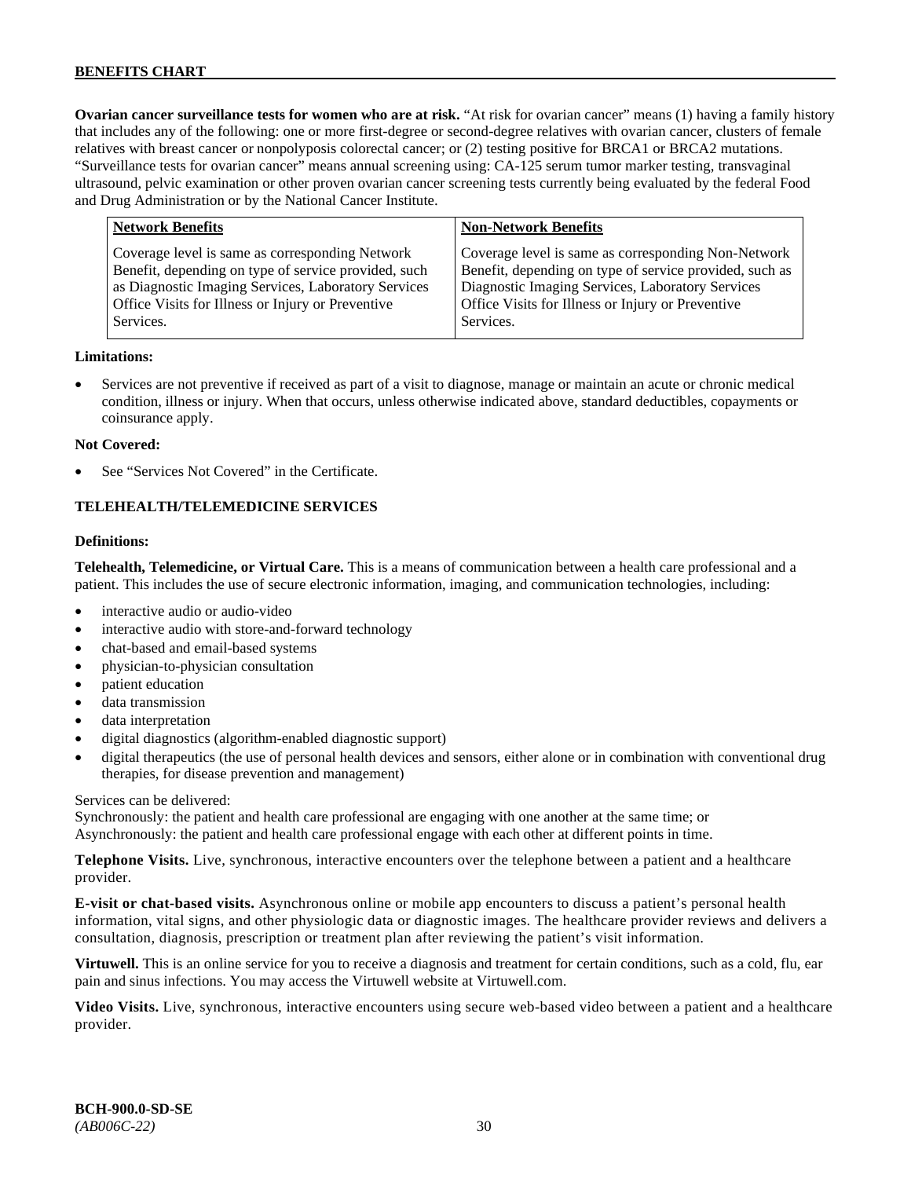**Ovarian cancer surveillance tests for women who are at risk.** "At risk for ovarian cancer" means (1) having a family history that includes any of the following: one or more first-degree or second-degree relatives with ovarian cancer, clusters of female relatives with breast cancer or nonpolyposis colorectal cancer; or (2) testing positive for BRCA1 or BRCA2 mutations. "Surveillance tests for ovarian cancer" means annual screening using: CA-125 serum tumor marker testing, transvaginal ultrasound, pelvic examination or other proven ovarian cancer screening tests currently being evaluated by the federal Food and Drug Administration or by the National Cancer Institute.

| Network Benefits | Non-Network Benefits |
|---|---|
| Coverage level is same as corresponding Network Benefit, depending on type of service provided, such as Diagnostic Imaging Services, Laboratory Services Office Visits for Illness or Injury or Preventive Services. | Coverage level is same as corresponding Non-Network Benefit, depending on type of service provided, such as Diagnostic Imaging Services, Laboratory Services Office Visits for Illness or Injury or Preventive Services. |

**Limitations:**

- Services are not preventive if received as part of a visit to diagnose, manage or maintain an acute or chronic medical condition, illness or injury. When that occurs, unless otherwise indicated above, standard deductibles, copayments or coinsurance apply.

**Not Covered:**

- See "Services Not Covered" in the Certificate.

## TELEHEALTH/TELEMEDICINE SERVICES

**Definitions:**

**Telehealth, Telemedicine, or Virtual Care.** This is a means of communication between a health care professional and a patient. This includes the use of secure electronic information, imaging, and communication technologies, including:

- interactive audio or audio-video
- interactive audio with store-and-forward technology
- chat-based and email-based systems
- physician-to-physician consultation
- patient education
- data transmission
- data interpretation
- digital diagnostics (algorithm-enabled diagnostic support)
- digital therapeutics (the use of personal health devices and sensors, either alone or in combination with conventional drug therapies, for disease prevention and management)

Services can be delivered:
Synchronously: the patient and health care professional are engaging with one another at the same time; or
Asynchronously: the patient and health care professional engage with each other at different points in time.

**Telephone Visits.** Live, synchronous, interactive encounters over the telephone between a patient and a healthcare provider.

**E-visit or chat-based visits.** Asynchronous online or mobile app encounters to discuss a patient's personal health information, vital signs, and other physiologic data or diagnostic images. The healthcare provider reviews and delivers a consultation, diagnosis, prescription or treatment plan after reviewing the patient's visit information.

**Virtuwell.** This is an online service for you to receive a diagnosis and treatment for certain conditions, such as a cold, flu, ear pain and sinus infections. You may access the Virtuwell website at Virtuwell.com.

**Video Visits.** Live, synchronous, interactive encounters using secure web-based video between a patient and a healthcare provider.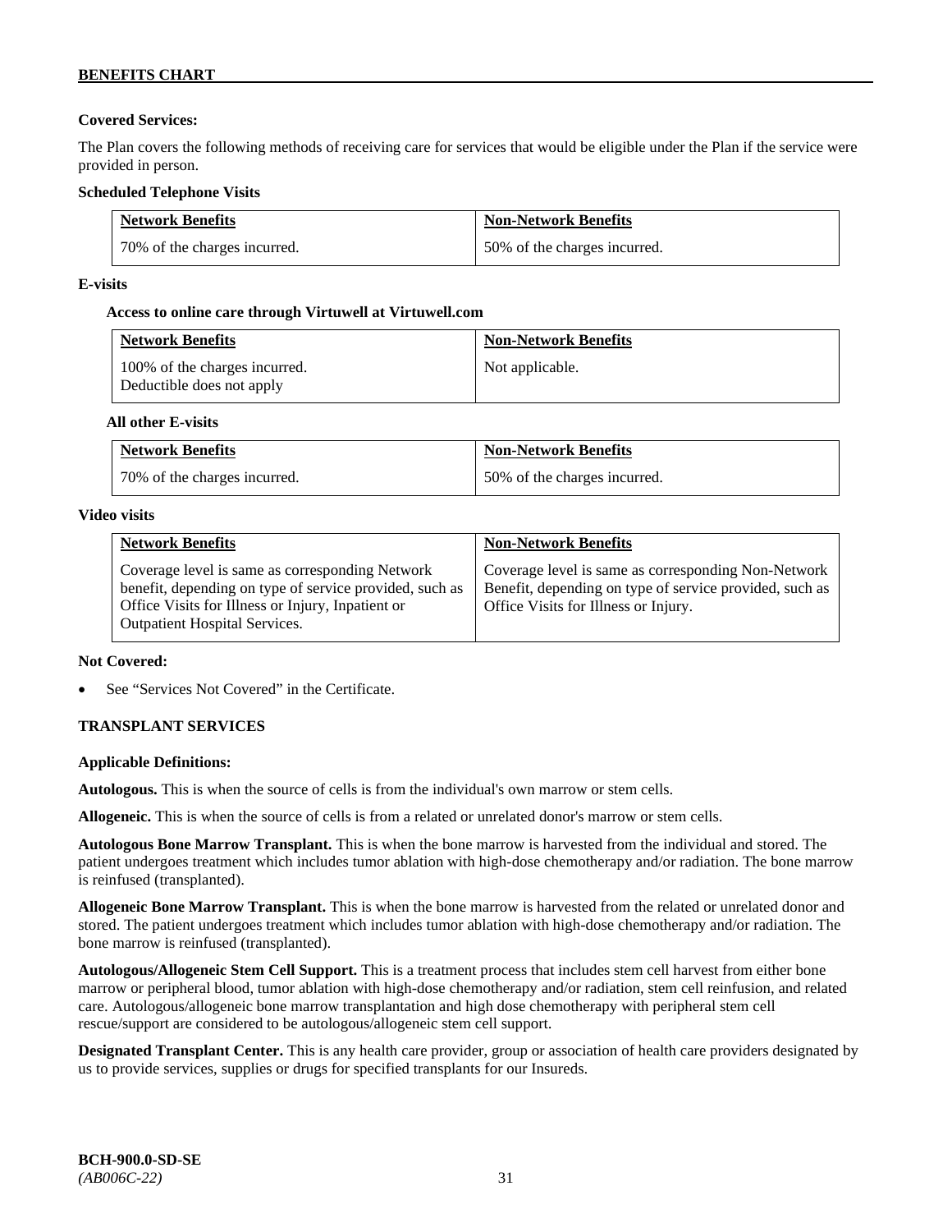**Covered Services:**

The Plan covers the following methods of receiving care for services that would be eligible under the Plan if the service were provided in person.

**Scheduled Telephone Visits**

| Network Benefits | Non-Network Benefits |
|---|---|
| 70% of the charges incurred. | 50% of the charges incurred. |

**E-visits**

**Access to online care through Virtuwell at Virtuwell.com**

| Network Benefits | Non-Network Benefits |
|---|---|
| 100% of the charges incurred. Deductible does not apply | Not applicable. |

**All other E-visits**

| Network Benefits | Non-Network Benefits |
|---|---|
| 70% of the charges incurred. | 50% of the charges incurred. |

**Video visits**

| Network Benefits | Non-Network Benefits |
|---|---|
| Coverage level is same as corresponding Network benefit, depending on type of service provided, such as Office Visits for Illness or Injury, Inpatient or Outpatient Hospital Services. | Coverage level is same as corresponding Non-Network Benefit, depending on type of service provided, such as Office Visits for Illness or Injury. |

**Not Covered:**

- See "Services Not Covered" in the Certificate.

## TRANSPLANT SERVICES

**Applicable Definitions:**

**Autologous.** This is when the source of cells is from the individual's own marrow or stem cells.

**Allogeneic.** This is when the source of cells is from a related or unrelated donor's marrow or stem cells.

**Autologous Bone Marrow Transplant.** This is when the bone marrow is harvested from the individual and stored. The patient undergoes treatment which includes tumor ablation with high-dose chemotherapy and/or radiation. The bone marrow is reinfused (transplanted).

**Allogeneic Bone Marrow Transplant.** This is when the bone marrow is harvested from the related or unrelated donor and stored. The patient undergoes treatment which includes tumor ablation with high-dose chemotherapy and/or radiation. The bone marrow is reinfused (transplanted).

**Autologous/Allogeneic Stem Cell Support.** This is a treatment process that includes stem cell harvest from either bone marrow or peripheral blood, tumor ablation with high-dose chemotherapy and/or radiation, stem cell reinfusion, and related care. Autologous/allogeneic bone marrow transplantation and high dose chemotherapy with peripheral stem cell rescue/support are considered to be autologous/allogeneic stem cell support.

**Designated Transplant Center.** This is any health care provider, group or association of health care providers designated by us to provide services, supplies or drugs for specified transplants for our Insureds.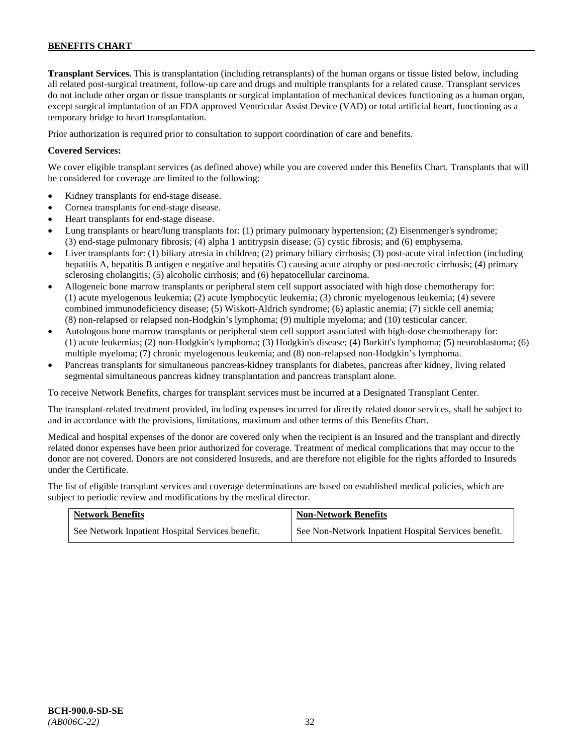**Transplant Services.** This is transplantation (including retransplants) of the human organs or tissue listed below, including all related post-surgical treatment, follow-up care and drugs and multiple transplants for a related cause. Transplant services do not include other organ or tissue transplants or surgical implantation of mechanical devices functioning as a human organ, except surgical implantation of an FDA approved Ventricular Assist Device (VAD) or total artificial heart, functioning as a temporary bridge to heart transplantation.

Prior authorization is required prior to consultation to support coordination of care and benefits.

**Covered Services:**

We cover eligible transplant services (as defined above) while you are covered under this Benefits Chart. Transplants that will be considered for coverage are limited to the following:

- Kidney transplants for end-stage disease.
- Cornea transplants for end-stage disease.
- Heart transplants for end-stage disease.
- Lung transplants or heart/lung transplants for: (1) primary pulmonary hypertension; (2) Eisenmenger's syndrome; (3) end-stage pulmonary fibrosis; (4) alpha 1 antitrypsin disease; (5) cystic fibrosis; and (6) emphysema.
- Liver transplants for: (1) biliary atresia in children; (2) primary biliary cirrhosis; (3) post-acute viral infection (including hepatitis A, hepatitis B antigen e negative and hepatitis C) causing acute atrophy or post-necrotic cirrhosis; (4) primary sclerosing cholangitis; (5) alcoholic cirrhosis; and (6) hepatocellular carcinoma.
- Allogeneic bone marrow transplants or peripheral stem cell support associated with high dose chemotherapy for: (1) acute myelogenous leukemia; (2) acute lymphocytic leukemia; (3) chronic myelogenous leukemia; (4) severe combined immunodeficiency disease; (5) Wiskott-Aldrich syndrome; (6) aplastic anemia; (7) sickle cell anemia; (8) non-relapsed or relapsed non-Hodgkin's lymphoma; (9) multiple myeloma; and (10) testicular cancer.
- Autologous bone marrow transplants or peripheral stem cell support associated with high-dose chemotherapy for: (1) acute leukemias; (2) non-Hodgkin's lymphoma; (3) Hodgkin's disease; (4) Burkitt's lymphoma; (5) neuroblastoma; (6) multiple myeloma; (7) chronic myelogenous leukemia; and (8) non-relapsed non-Hodgkin's lymphoma.
- Pancreas transplants for simultaneous pancreas-kidney transplants for diabetes, pancreas after kidney, living related segmental simultaneous pancreas kidney transplantation and pancreas transplant alone.

To receive Network Benefits, charges for transplant services must be incurred at a Designated Transplant Center.

The transplant-related treatment provided, including expenses incurred for directly related donor services, shall be subject to and in accordance with the provisions, limitations, maximum and other terms of this Benefits Chart.

Medical and hospital expenses of the donor are covered only when the recipient is an Insured and the transplant and directly related donor expenses have been prior authorized for coverage. Treatment of medical complications that may occur to the donor are not covered. Donors are not considered Insureds, and are therefore not eligible for the rights afforded to Insureds under the Certificate.

The list of eligible transplant services and coverage determinations are based on established medical policies, which are subject to periodic review and modifications by the medical director.

| Network Benefits | Non-Network Benefits |
|---|---|
| See Network Inpatient Hospital Services benefit. | See Non-Network Inpatient Hospital Services benefit. |

**BCH-900.0-SD-SE**
*(AB006C-22)*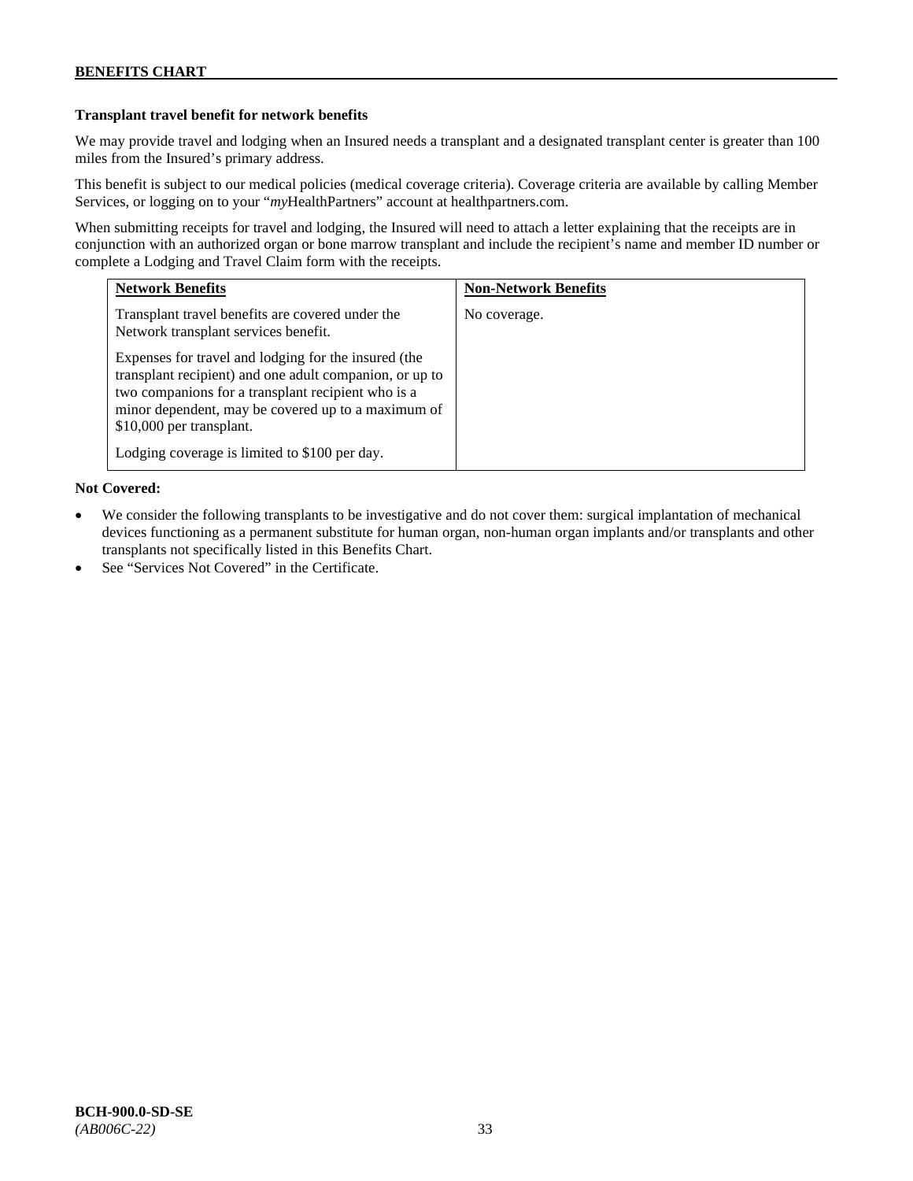**Transplant travel benefit for network benefits**

We may provide travel and lodging when an Insured needs a transplant and a designated transplant center is greater than 100 miles from the Insured's primary address.

This benefit is subject to our medical policies (medical coverage criteria). Coverage criteria are available by calling Member Services, or logging on to your "*my*HealthPartners" account at healthpartners.com.

When submitting receipts for travel and lodging, the Insured will need to attach a letter explaining that the receipts are in conjunction with an authorized organ or bone marrow transplant and include the recipient's name and member ID number or complete a Lodging and Travel Claim form with the receipts.

| Network Benefits | Non-Network Benefits |
|---|---|
| Transplant travel benefits are covered under the Network transplant services benefit.<br><br>Expenses for travel and lodging for the insured (the transplant recipient) and one adult companion, or up to two companions for a transplant recipient who is a minor dependent, may be covered up to a maximum of $10,000 per transplant.<br><br>Lodging coverage is limited to $100 per day. | No coverage. |

**Not Covered:**

- We consider the following transplants to be investigative and do not cover them: surgical implantation of mechanical devices functioning as a permanent substitute for human organ, non-human organ implants and/or transplants and other transplants not specifically listed in this Benefits Chart.
- See "Services Not Covered" in the Certificate.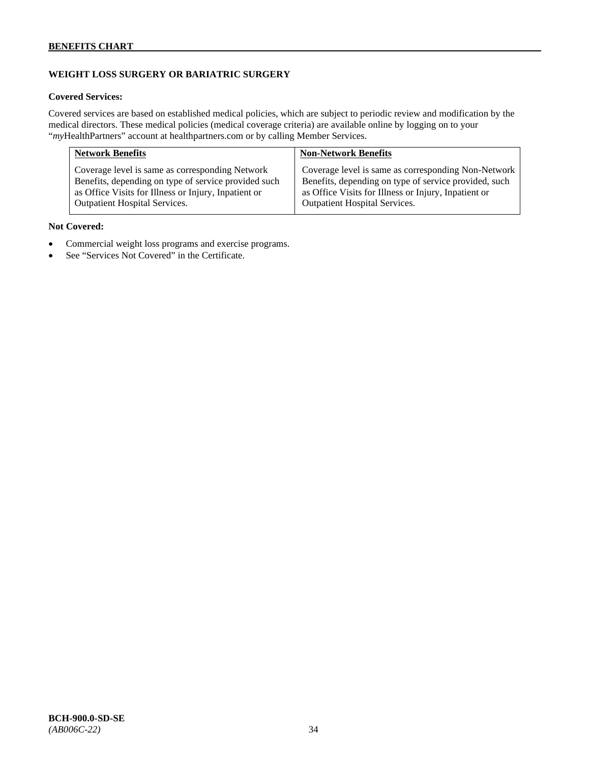## WEIGHT LOSS SURGERY OR BARIATRIC SURGERY

**Covered Services:**

Covered services are based on established medical policies, which are subject to periodic review and modification by the medical directors. These medical policies (medical coverage criteria) are available online by logging on to your "*my*HealthPartners" account at healthpartners.com or by calling Member Services.

| Network Benefits | Non-Network Benefits |
|---|---|
| Coverage level is same as corresponding Network Benefits, depending on type of service provided such as Office Visits for Illness or Injury, Inpatient or Outpatient Hospital Services. | Coverage level is same as corresponding Non-Network Benefits, depending on type of service provided, such as Office Visits for Illness or Injury, Inpatient or Outpatient Hospital Services. |

**Not Covered:**

- Commercial weight loss programs and exercise programs.
- See "Services Not Covered" in the Certificate.

**BCH-900.0-SD-SE**
*(AB006C-22)*